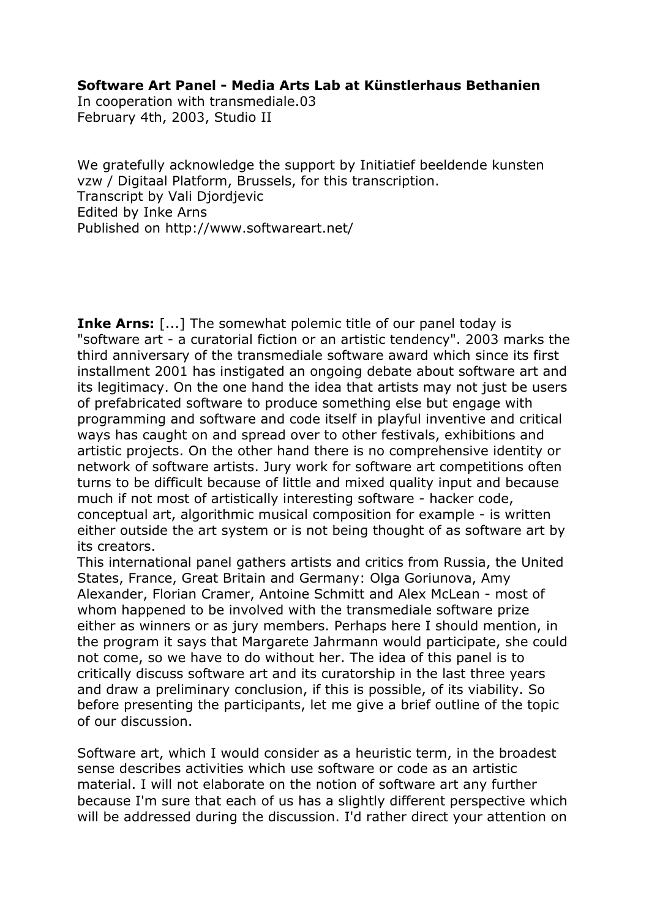**Software Art Panel - Media Arts Lab at Künstlerhaus Bethanien**
In cooperation with transmediale.03
February 4th, 2003, Studio II

We gratefully acknowledge the support by Initiatief beeldende kunsten vzw / Digitaal Platform, Brussels, for this transcription.
Transcript by Vali Djordjevic
Edited by Inke Arns
Published on http://www.softwareart.net/

**Inke Arns:** [...] The somewhat polemic title of our panel today is "software art - a curatorial fiction or an artistic tendency". 2003 marks the third anniversary of the transmediale software award which since its first installment 2001 has instigated an ongoing debate about software art and its legitimacy. On the one hand the idea that artists may not just be users of prefabricated software to produce something else but engage with programming and software and code itself in playful inventive and critical ways has caught on and spread over to other festivals, exhibitions and artistic projects. On the other hand there is no comprehensive identity or network of software artists. Jury work for software art competitions often turns to be difficult because of little and mixed quality input and because much if not most of artistically interesting software - hacker code, conceptual art, algorithmic musical composition for example - is written either outside the art system or is not being thought of as software art by its creators.
This international panel gathers artists and critics from Russia, the United States, France, Great Britain and Germany: Olga Goriunova, Amy Alexander, Florian Cramer, Antoine Schmitt and Alex McLean - most of whom happened to be involved with the transmediale software prize either as winners or as jury members. Perhaps here I should mention, in the program it says that Margarete Jahrmann would participate, she could not come, so we have to do without her. The idea of this panel is to critically discuss software art and its curatorship in the last three years and draw a preliminary conclusion, if this is possible, of its viability. So before presenting the participants, let me give a brief outline of the topic of our discussion.

Software art, which I would consider as a heuristic term, in the broadest sense describes activities which use software or code as an artistic material. I will not elaborate on the notion of software art any further because I'm sure that each of us has a slightly different perspective which will be addressed during the discussion. I'd rather direct your attention on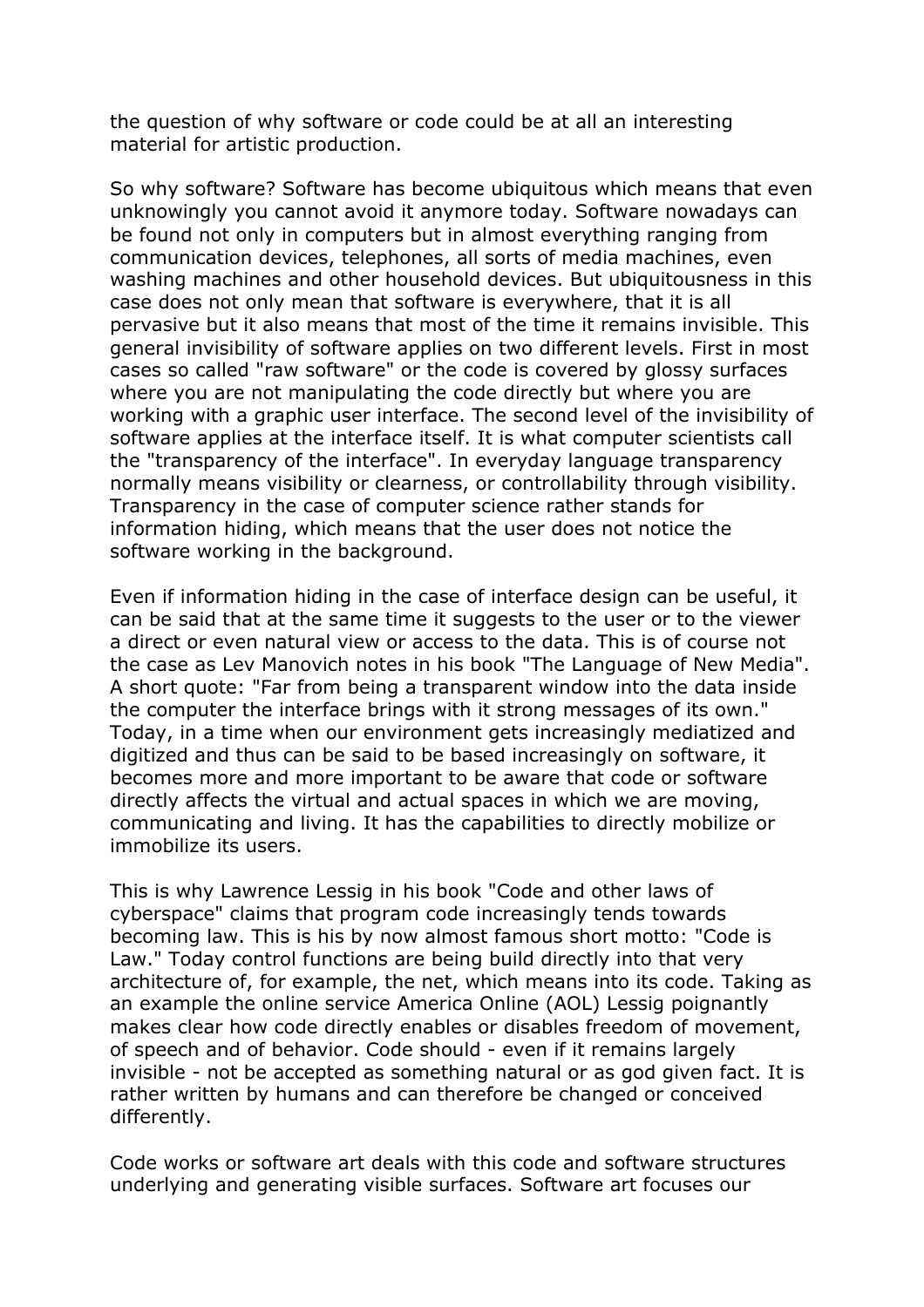the question of why software or code could be at all an interesting material for artistic production.

So why software? Software has become ubiquitous which means that even unknowingly you cannot avoid it anymore today. Software nowadays can be found not only in computers but in almost everything ranging from communication devices, telephones, all sorts of media machines, even washing machines and other household devices. But ubiquitousness in this case does not only mean that software is everywhere, that it is all pervasive but it also means that most of the time it remains invisible. This general invisibility of software applies on two different levels. First in most cases so called "raw software" or the code is covered by glossy surfaces where you are not manipulating the code directly but where you are working with a graphic user interface. The second level of the invisibility of software applies at the interface itself. It is what computer scientists call the "transparency of the interface". In everyday language transparency normally means visibility or clearness, or controllability through visibility. Transparency in the case of computer science rather stands for information hiding, which means that the user does not notice the software working in the background.

Even if information hiding in the case of interface design can be useful, it can be said that at the same time it suggests to the user or to the viewer a direct or even natural view or access to the data. This is of course not the case as Lev Manovich notes in his book "The Language of New Media". A short quote: "Far from being a transparent window into the data inside the computer the interface brings with it strong messages of its own." Today, in a time when our environment gets increasingly mediatized and digitized and thus can be said to be based increasingly on software, it becomes more and more important to be aware that code or software directly affects the virtual and actual spaces in which we are moving, communicating and living. It has the capabilities to directly mobilize or immobilize its users.

This is why Lawrence Lessig in his book "Code and other laws of cyberspace" claims that program code increasingly tends towards becoming law. This is his by now almost famous short motto: "Code is Law." Today control functions are being build directly into that very architecture of, for example, the net, which means into its code. Taking as an example the online service America Online (AOL) Lessig poignantly makes clear how code directly enables or disables freedom of movement, of speech and of behavior. Code should - even if it remains largely invisible - not be accepted as something natural or as god given fact. It is rather written by humans and can therefore be changed or conceived differently.

Code works or software art deals with this code and software structures underlying and generating visible surfaces. Software art focuses our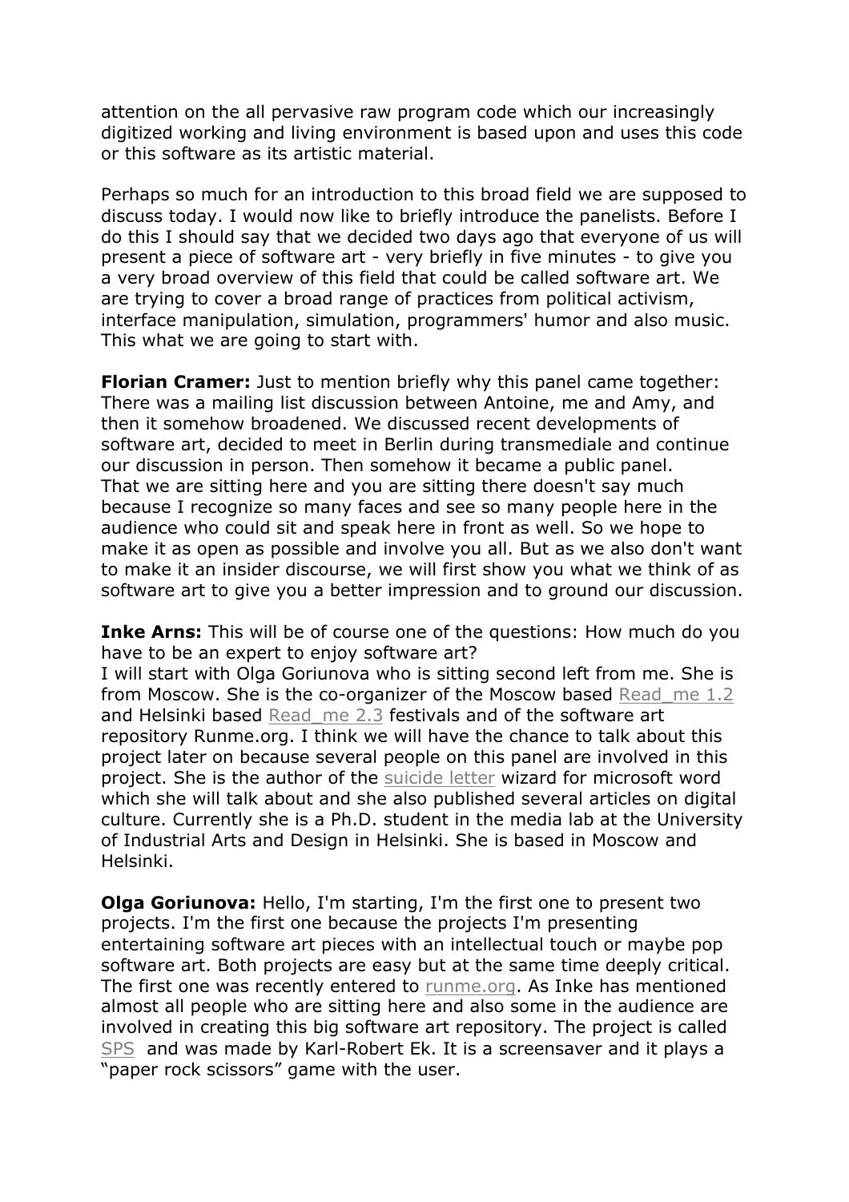attention on the all pervasive raw program code which our increasingly digitized working and living environment is based upon and uses this code or this software as its artistic material.

Perhaps so much for an introduction to this broad field we are supposed to discuss today. I would now like to briefly introduce the panelists. Before I do this I should say that we decided two days ago that everyone of us will present a piece of software art - very briefly in five minutes - to give you a very broad overview of this field that could be called software art. We are trying to cover a broad range of practices from political activism, interface manipulation, simulation, programmers' humor and also music. This what we are going to start with.

**Florian Cramer:** Just to mention briefly why this panel came together: There was a mailing list discussion between Antoine, me and Amy, and then it somehow broadened. We discussed recent developments of software art, decided to meet in Berlin during transmediale and continue our discussion in person. Then somehow it became a public panel. That we are sitting here and you are sitting there doesn't say much because I recognize so many faces and see so many people here in the audience who could sit and speak here in front as well. So we hope to make it as open as possible and involve you all. But as we also don't want to make it an insider discourse, we will first show you what we think of as software art to give you a better impression and to ground our discussion.

**Inke Arns:** This will be of course one of the questions: How much do you have to be an expert to enjoy software art?
I will start with Olga Goriunova who is sitting second left from me. She is from Moscow. She is the co-organizer of the Moscow based Read_me 1.2 and Helsinki based Read_me 2.3 festivals and of the software art repository Runme.org. I think we will have the chance to talk about this project later on because several people on this panel are involved in this project. She is the author of the suicide letter wizard for microsoft word which she will talk about and she also published several articles on digital culture. Currently she is a Ph.D. student in the media lab at the University of Industrial Arts and Design in Helsinki. She is based in Moscow and Helsinki.

**Olga Goriunova:** Hello, I'm starting, I'm the first one to present two projects. I'm the first one because the projects I'm presenting entertaining software art pieces with an intellectual touch or maybe pop software art. Both projects are easy but at the same time deeply critical. The first one was recently entered to runme.org. As Inke has mentioned almost all people who are sitting here and also some in the audience are involved in creating this big software art repository. The project is called SPS and was made by Karl-Robert Ek. It is a screensaver and it plays a "paper rock scissors" game with the user.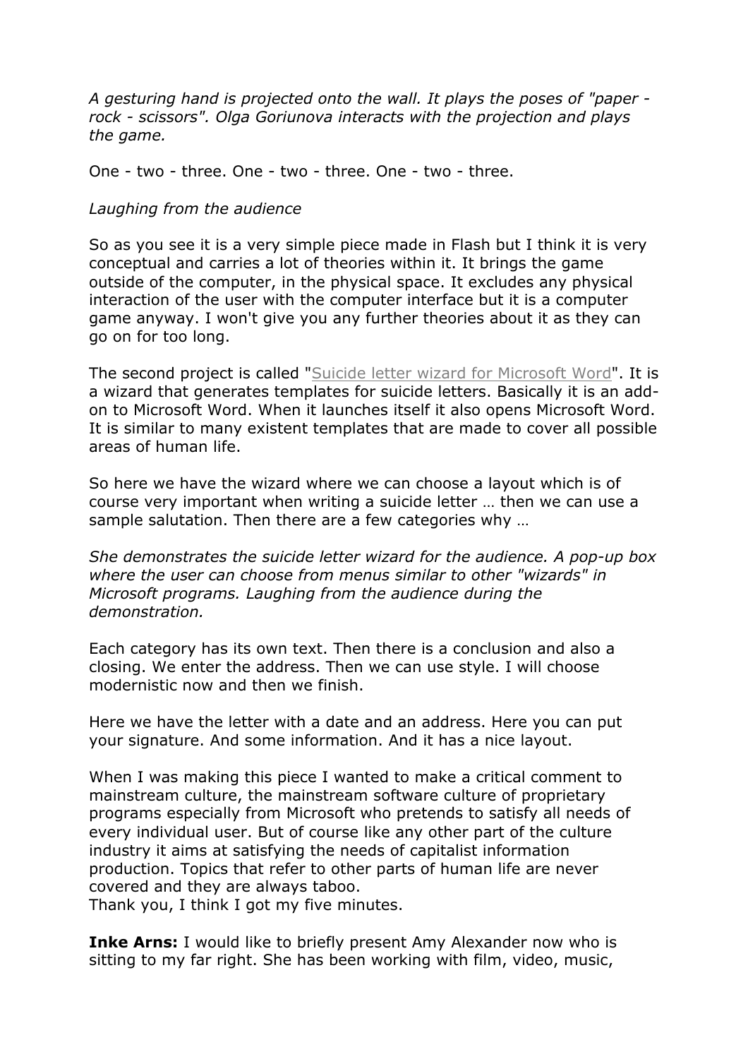*A gesturing hand is projected onto the wall. It plays the poses of "paper - rock - scissors". Olga Goriunova interacts with the projection and plays the game.*

One - two - three. One - two - three. One - two - three.

*Laughing from the audience*

So as you see it is a very simple piece made in Flash but I think it is very conceptual and carries a lot of theories within it. It brings the game outside of the computer, in the physical space. It excludes any physical interaction of the user with the computer interface but it is a computer game anyway. I won't give you any further theories about it as they can go on for too long.

The second project is called "Suicide letter wizard for Microsoft Word". It is a wizard that generates templates for suicide letters. Basically it is an add-on to Microsoft Word. When it launches itself it also opens Microsoft Word. It is similar to many existent templates that are made to cover all possible areas of human life.

So here we have the wizard where we can choose a layout which is of course very important when writing a suicide letter … then we can use a sample salutation. Then there are a few categories why …

*She demonstrates the suicide letter wizard for the audience. A pop-up box where the user can choose from menus similar to other "wizards" in Microsoft programs. Laughing from the audience during the demonstration.*

Each category has its own text. Then there is a conclusion and also a closing. We enter the address. Then we can use style. I will choose modernistic now and then we finish.

Here we have the letter with a date and an address. Here you can put your signature. And some information. And it has a nice layout.

When I was making this piece I wanted to make a critical comment to mainstream culture, the mainstream software culture of proprietary programs especially from Microsoft who pretends to satisfy all needs of every individual user. But of course like any other part of the culture industry it aims at satisfying the needs of capitalist information production. Topics that refer to other parts of human life are never covered and they are always taboo.
Thank you, I think I got my five minutes.

**Inke Arns:** I would like to briefly present Amy Alexander now who is sitting to my far right. She has been working with film, video, music,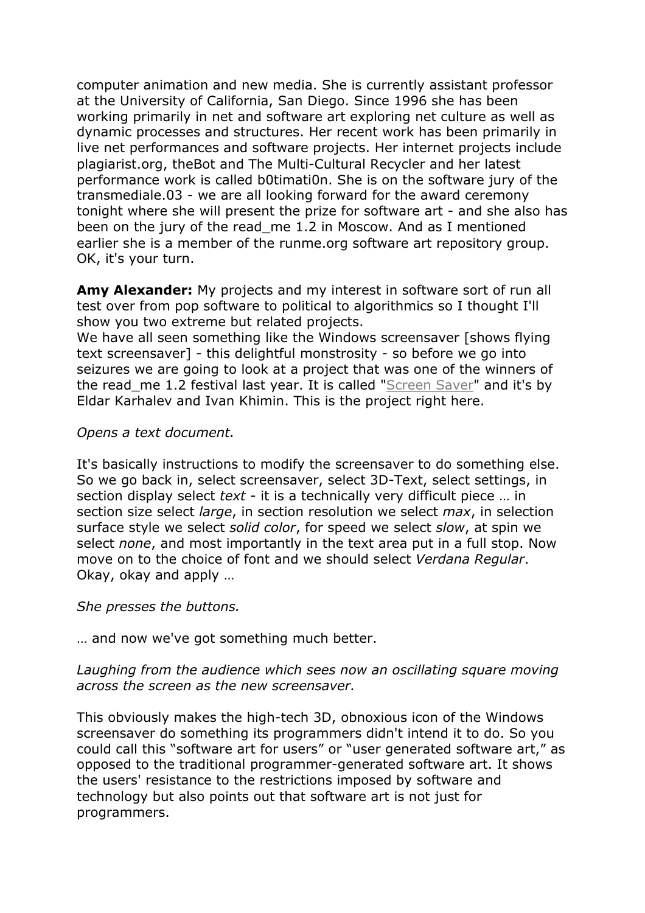computer animation and new media. She is currently assistant professor at the University of California, San Diego. Since 1996 she has been working primarily in net and software art exploring net culture as well as dynamic processes and structures. Her recent work has been primarily in live net performances and software projects. Her internet projects include plagiarist.org, theBot and The Multi-Cultural Recycler and her latest performance work is called b0timati0n. She is on the software jury of the transmediale.03 - we are all looking forward for the award ceremony tonight where she will present the prize for software art - and she also has been on the jury of the read_me 1.2 in Moscow. And as I mentioned earlier she is a member of the runme.org software art repository group. OK, it's your turn.

**Amy Alexander:** My projects and my interest in software sort of run all test over from pop software to political to algorithmics so I thought I'll show you two extreme but related projects.
We have all seen something like the Windows screensaver [shows flying text screensaver] - this delightful monstrosity - so before we go into seizures we are going to look at a project that was one of the winners of the read_me 1.2 festival last year. It is called "Screen Saver" and it's by Eldar Karhalev and Ivan Khimin. This is the project right here.

*Opens a text document.*

It's basically instructions to modify the screensaver to do something else. So we go back in, select screensaver, select 3D-Text, select settings, in section display select *text* - it is a technically very difficult piece … in section size select *large*, in section resolution we select *max*, in selection surface style we select *solid color*, for speed we select *slow*, at spin we select *none*, and most importantly in the text area put in a full stop. Now move on to the choice of font and we should select *Verdana Regular*. Okay, okay and apply …

*She presses the buttons.*

… and now we've got something much better.

*Laughing from the audience which sees now an oscillating square moving across the screen as the new screensaver.*

This obviously makes the high-tech 3D, obnoxious icon of the Windows screensaver do something its programmers didn't intend it to do. So you could call this "software art for users" or "user generated software art," as opposed to the traditional programmer-generated software art. It shows the users' resistance to the restrictions imposed by software and technology but also points out that software art is not just for programmers.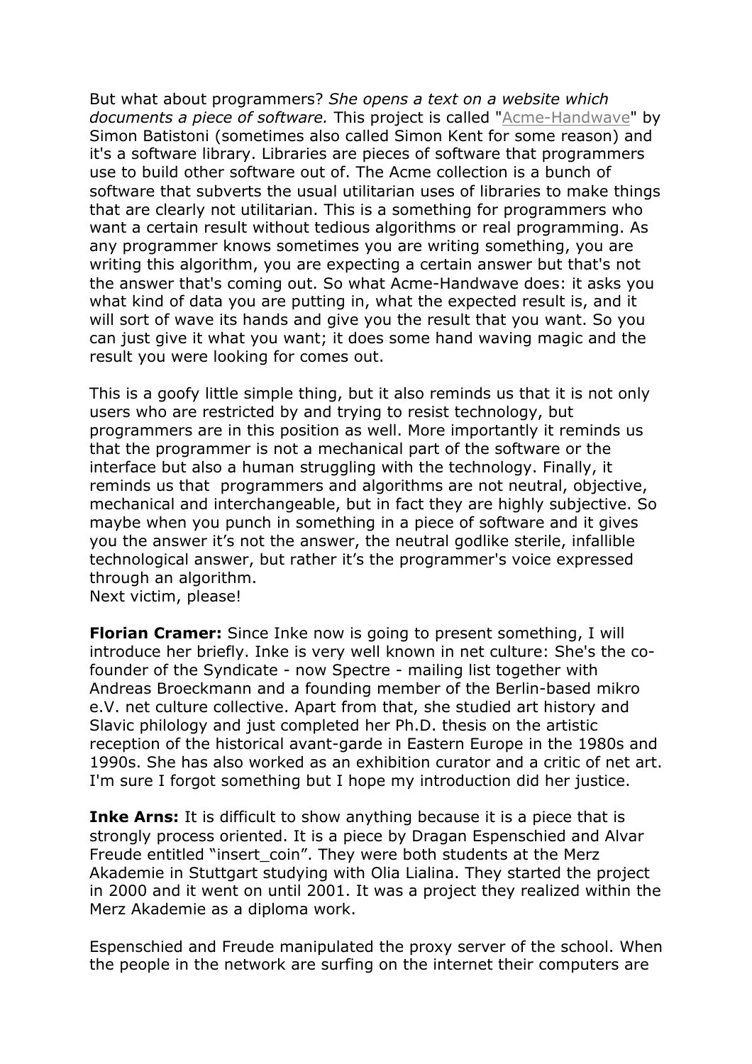But what about programmers? *She opens a text on a website which documents a piece of software.* This project is called "Acme-Handwave" by Simon Batistoni (sometimes also called Simon Kent for some reason) and it's a software library. Libraries are pieces of software that programmers use to build other software out of. The Acme collection is a bunch of software that subverts the usual utilitarian uses of libraries to make things that are clearly not utilitarian. This is a something for programmers who want a certain result without tedious algorithms or real programming. As any programmer knows sometimes you are writing something, you are writing this algorithm, you are expecting a certain answer but that's not the answer that's coming out. So what Acme-Handwave does: it asks you what kind of data you are putting in, what the expected result is, and it will sort of wave its hands and give you the result that you want. So you can just give it what you want; it does some hand waving magic and the result you were looking for comes out.

This is a goofy little simple thing, but it also reminds us that it is not only users who are restricted by and trying to resist technology, but programmers are in this position as well. More importantly it reminds us that the programmer is not a mechanical part of the software or the interface but also a human struggling with the technology. Finally, it reminds us that programmers and algorithms are not neutral, objective, mechanical and interchangeable, but in fact they are highly subjective. So maybe when you punch in something in a piece of software and it gives you the answer it's not the answer, the neutral godlike sterile, infallible technological answer, but rather it's the programmer's voice expressed through an algorithm.
Next victim, please!

**Florian Cramer:** Since Inke now is going to present something, I will introduce her briefly. Inke is very well known in net culture: She's the co-founder of the Syndicate - now Spectre - mailing list together with Andreas Broeckmann and a founding member of the Berlin-based mikro e.V. net culture collective. Apart from that, she studied art history and Slavic philology and just completed her Ph.D. thesis on the artistic reception of the historical avant-garde in Eastern Europe in the 1980s and 1990s. She has also worked as an exhibition curator and a critic of net art. I'm sure I forgot something but I hope my introduction did her justice.

**Inke Arns:** It is difficult to show anything because it is a piece that is strongly process oriented. It is a piece by Dragan Espenschied and Alvar Freude entitled "insert_coin". They were both students at the Merz Akademie in Stuttgart studying with Olia Lialina. They started the project in 2000 and it went on until 2001. It was a project they realized within the Merz Akademie as a diploma work.

Espenschied and Freude manipulated the proxy server of the school. When the people in the network are surfing on the internet their computers are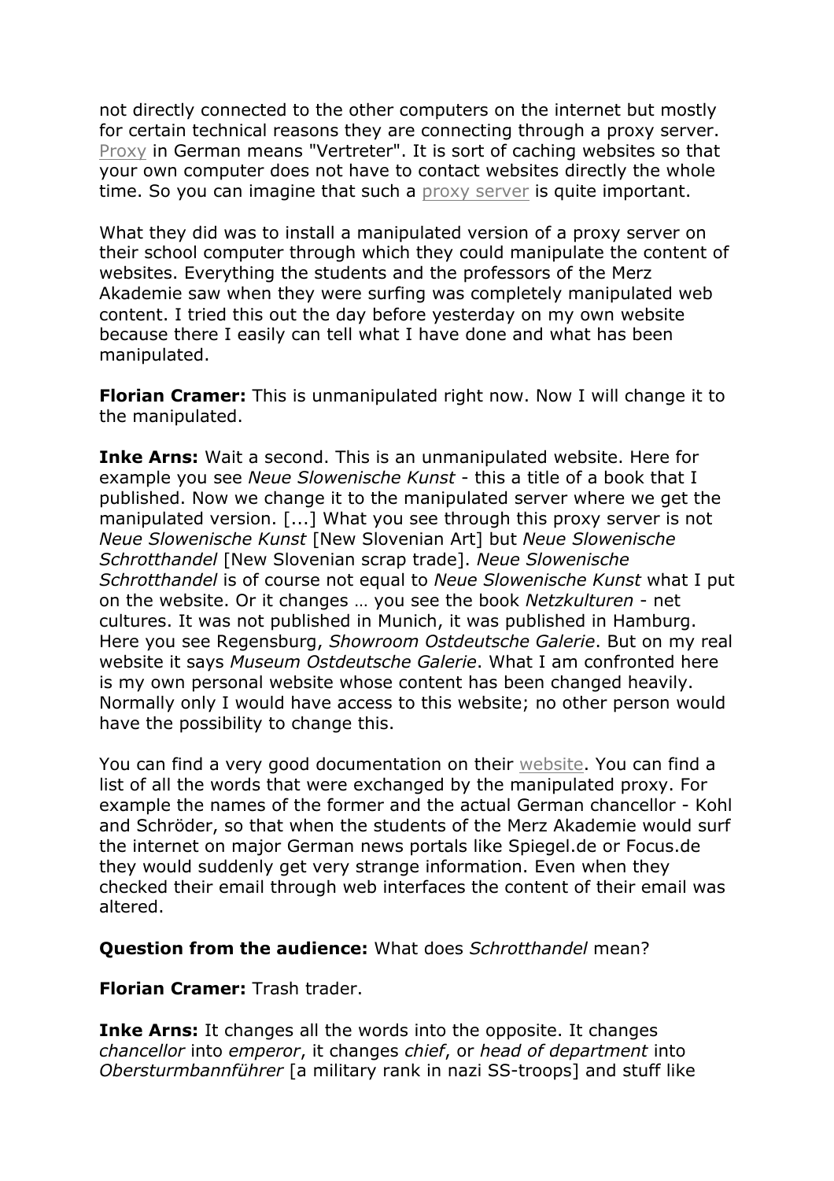not directly connected to the other computers on the internet but mostly for certain technical reasons they are connecting through a proxy server. Proxy in German means "Vertreter". It is sort of caching websites so that your own computer does not have to contact websites directly the whole time. So you can imagine that such a proxy server is quite important.

What they did was to install a manipulated version of a proxy server on their school computer through which they could manipulate the content of websites. Everything the students and the professors of the Merz Akademie saw when they were surfing was completely manipulated web content. I tried this out the day before yesterday on my own website because there I easily can tell what I have done and what has been manipulated.

**Florian Cramer:** This is unmanipulated right now. Now I will change it to the manipulated.

**Inke Arns:** Wait a second. This is an unmanipulated website. Here for example you see *Neue Slowenische Kunst* - this a title of a book that I published. Now we change it to the manipulated server where we get the manipulated version. [...] What you see through this proxy server is not *Neue Slowenische Kunst* [New Slovenian Art] but *Neue Slowenische Schrotthandel* [New Slovenian scrap trade]. *Neue Slowenische Schrotthandel* is of course not equal to *Neue Slowenische Kunst* what I put on the website. Or it changes … you see the book *Netzkulturen* - net cultures. It was not published in Munich, it was published in Hamburg. Here you see Regensburg, *Showroom Ostdeutsche Galerie*. But on my real website it says *Museum Ostdeutsche Galerie*. What I am confronted here is my own personal website whose content has been changed heavily. Normally only I would have access to this website; no other person would have the possibility to change this.

You can find a very good documentation on their website. You can find a list of all the words that were exchanged by the manipulated proxy. For example the names of the former and the actual German chancellor - Kohl and Schröder, so that when the students of the Merz Akademie would surf the internet on major German news portals like Spiegel.de or Focus.de they would suddenly get very strange information. Even when they checked their email through web interfaces the content of their email was altered.

**Question from the audience:** What does *Schrotthandel* mean?

**Florian Cramer:** Trash trader.

**Inke Arns:** It changes all the words into the opposite. It changes *chancellor* into *emperor*, it changes *chief*, or *head of department* into *Obersturmbannführer* [a military rank in nazi SS-troops] and stuff like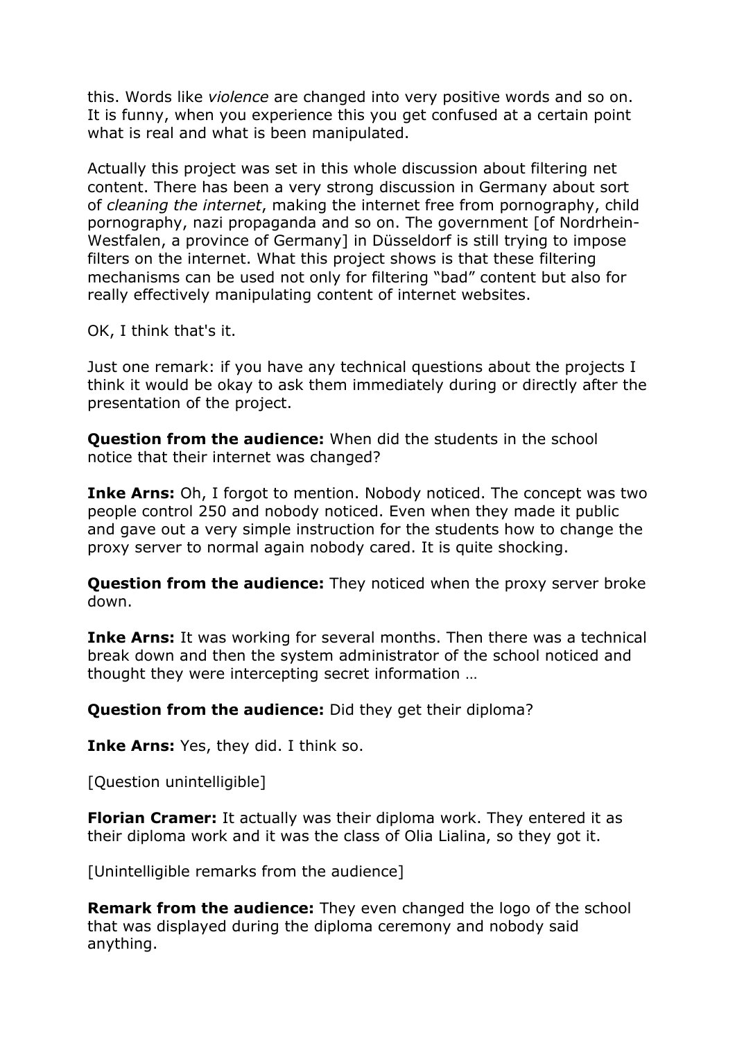this. Words like *violence* are changed into very positive words and so on. It is funny, when you experience this you get confused at a certain point what is real and what is been manipulated.

Actually this project was set in this whole discussion about filtering net content. There has been a very strong discussion in Germany about sort of *cleaning the internet*, making the internet free from pornography, child pornography, nazi propaganda and so on. The government [of Nordrhein-Westfalen, a province of Germany] in Düsseldorf is still trying to impose filters on the internet. What this project shows is that these filtering mechanisms can be used not only for filtering “bad” content but also for really effectively manipulating content of internet websites.

OK, I think that's it.

Just one remark: if you have any technical questions about the projects I think it would be okay to ask them immediately during or directly after the presentation of the project.

**Question from the audience:** When did the students in the school notice that their internet was changed?

**Inke Arns:** Oh, I forgot to mention. Nobody noticed. The concept was two people control 250 and nobody noticed. Even when they made it public and gave out a very simple instruction for the students how to change the proxy server to normal again nobody cared. It is quite shocking.

**Question from the audience:** They noticed when the proxy server broke down.

**Inke Arns:** It was working for several months. Then there was a technical break down and then the system administrator of the school noticed and thought they were intercepting secret information …

**Question from the audience:** Did they get their diploma?

**Inke Arns:** Yes, they did. I think so.

[Question unintelligible]

**Florian Cramer:** It actually was their diploma work. They entered it as their diploma work and it was the class of Olia Lialina, so they got it.

[Unintelligible remarks from the audience]

**Remark from the audience:** They even changed the logo of the school that was displayed during the diploma ceremony and nobody said anything.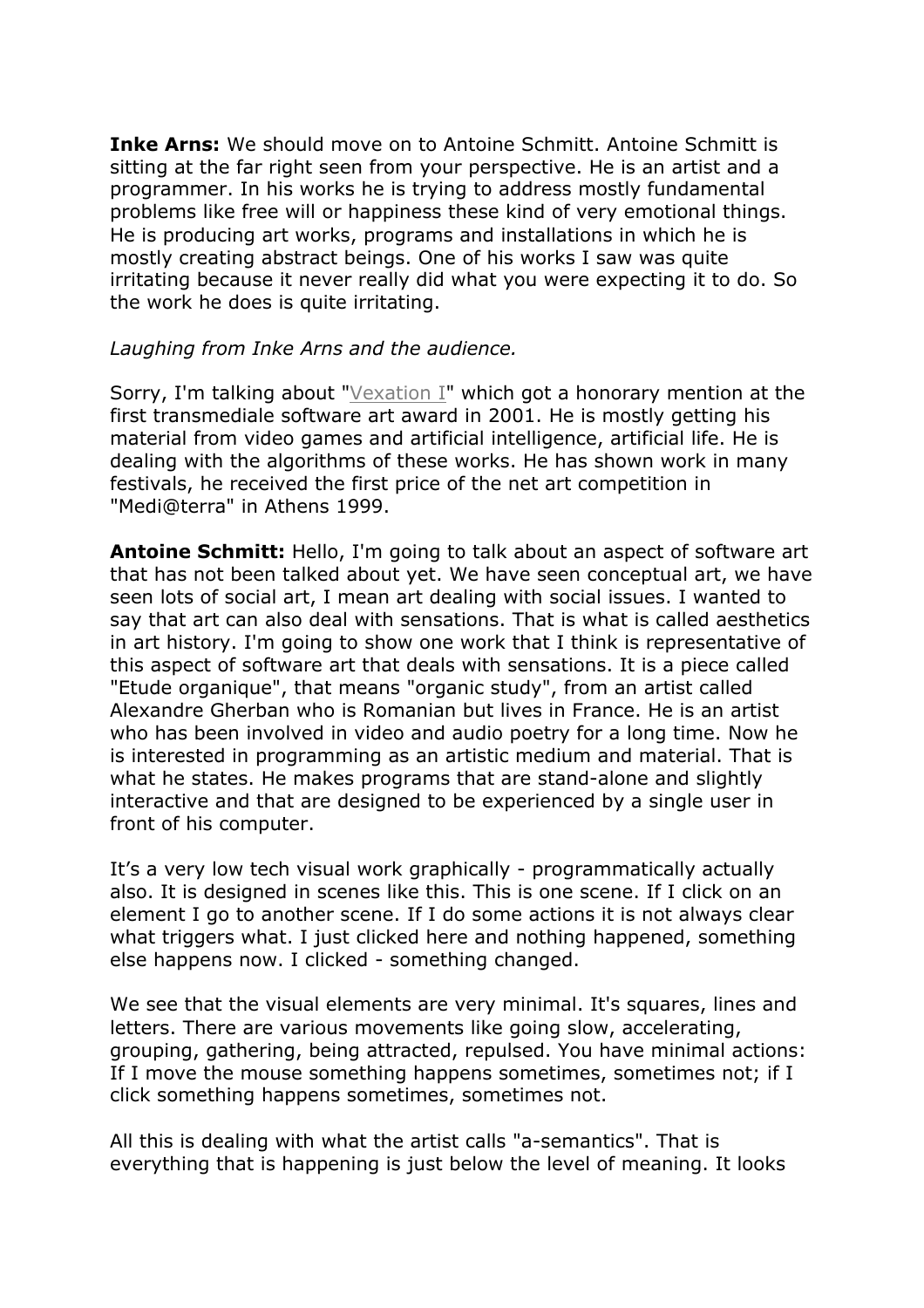**Inke Arns:** We should move on to Antoine Schmitt. Antoine Schmitt is sitting at the far right seen from your perspective. He is an artist and a programmer. In his works he is trying to address mostly fundamental problems like free will or happiness these kind of very emotional things. He is producing art works, programs and installations in which he is mostly creating abstract beings. One of his works I saw was quite irritating because it never really did what you were expecting it to do. So the work he does is quite irritating.

*Laughing from Inke Arns and the audience.*

Sorry, I'm talking about "Vexation I" which got a honorary mention at the first transmediale software art award in 2001. He is mostly getting his material from video games and artificial intelligence, artificial life. He is dealing with the algorithms of these works. He has shown work in many festivals, he received the first price of the net art competition in "Medi@terra" in Athens 1999.

**Antoine Schmitt:** Hello, I'm going to talk about an aspect of software art that has not been talked about yet. We have seen conceptual art, we have seen lots of social art, I mean art dealing with social issues. I wanted to say that art can also deal with sensations. That is what is called aesthetics in art history. I'm going to show one work that I think is representative of this aspect of software art that deals with sensations. It is a piece called "Etude organique", that means "organic study", from an artist called Alexandre Gherban who is Romanian but lives in France. He is an artist who has been involved in video and audio poetry for a long time. Now he is interested in programming as an artistic medium and material. That is what he states. He makes programs that are stand-alone and slightly interactive and that are designed to be experienced by a single user in front of his computer.

It's a very low tech visual work graphically - programmatically actually also. It is designed in scenes like this. This is one scene. If I click on an element I go to another scene. If I do some actions it is not always clear what triggers what. I just clicked here and nothing happened, something else happens now. I clicked - something changed.

We see that the visual elements are very minimal. It's squares, lines and letters. There are various movements like going slow, accelerating, grouping, gathering, being attracted, repulsed. You have minimal actions: If I move the mouse something happens sometimes, sometimes not; if I click something happens sometimes, sometimes not.

All this is dealing with what the artist calls "a-semantics". That is everything that is happening is just below the level of meaning. It looks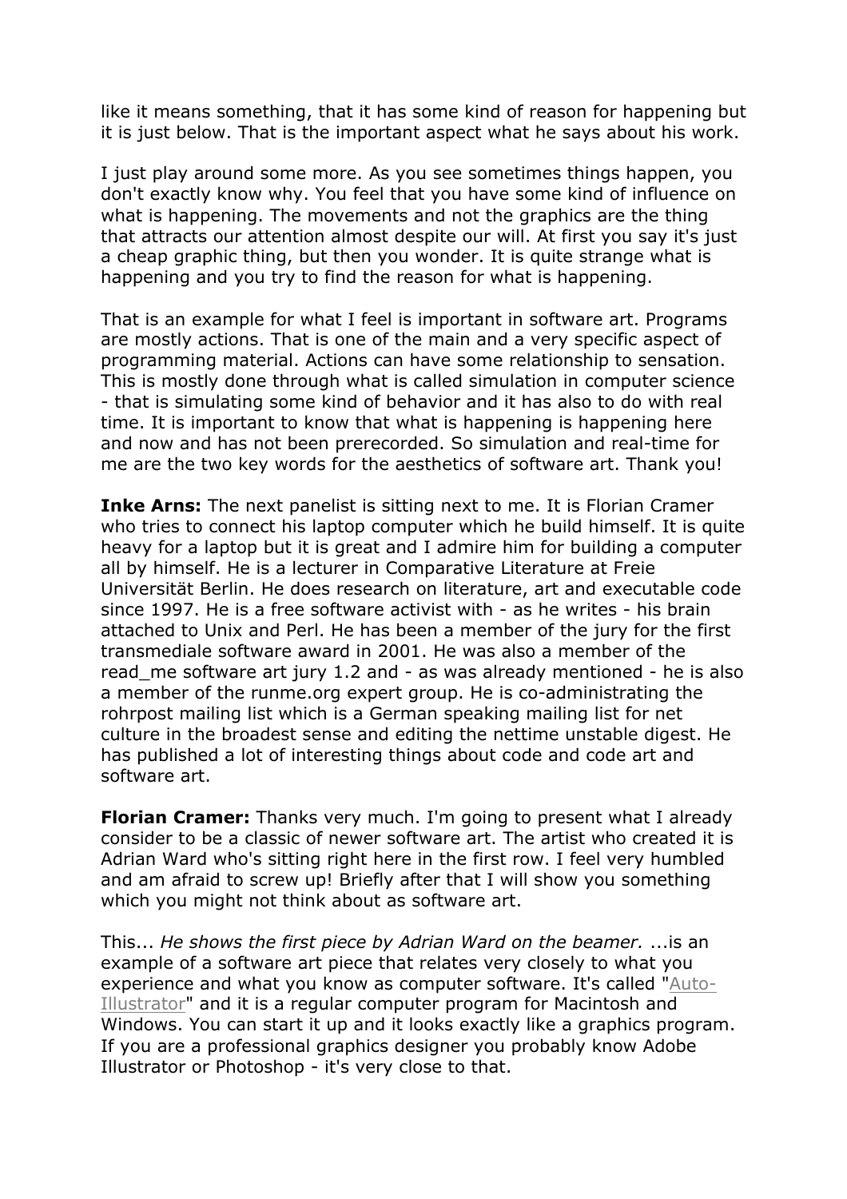like it means something, that it has some kind of reason for happening but it is just below. That is the important aspect what he says about his work.

I just play around some more. As you see sometimes things happen, you don't exactly know why. You feel that you have some kind of influence on what is happening. The movements and not the graphics are the thing that attracts our attention almost despite our will. At first you say it's just a cheap graphic thing, but then you wonder. It is quite strange what is happening and you try to find the reason for what is happening.

That is an example for what I feel is important in software art. Programs are mostly actions. That is one of the main and a very specific aspect of programming material. Actions can have some relationship to sensation. This is mostly done through what is called simulation in computer science - that is simulating some kind of behavior and it has also to do with real time. It is important to know that what is happening is happening here and now and has not been prerecorded. So simulation and real-time for me are the two key words for the aesthetics of software art. Thank you!

**Inke Arns:** The next panelist is sitting next to me. It is Florian Cramer who tries to connect his laptop computer which he build himself. It is quite heavy for a laptop but it is great and I admire him for building a computer all by himself. He is a lecturer in Comparative Literature at Freie Universität Berlin. He does research on literature, art and executable code since 1997. He is a free software activist with - as he writes - his brain attached to Unix and Perl. He has been a member of the jury for the first transmediale software award in 2001. He was also a member of the read_me software art jury 1.2 and - as was already mentioned - he is also a member of the runme.org expert group. He is co-administrating the rohrpost mailing list which is a German speaking mailing list for net culture in the broadest sense and editing the nettime unstable digest. He has published a lot of interesting things about code and code art and software art.

**Florian Cramer:** Thanks very much. I'm going to present what I already consider to be a classic of newer software art. The artist who created it is Adrian Ward who's sitting right here in the first row. I feel very humbled and am afraid to screw up! Briefly after that I will show you something which you might not think about as software art.

This... *He shows the first piece by Adrian Ward on the beamer.* ...is an example of a software art piece that relates very closely to what you experience and what you know as computer software. It's called "Auto-Illustrator" and it is a regular computer program for Macintosh and Windows. You can start it up and it looks exactly like a graphics program. If you are a professional graphics designer you probably know Adobe Illustrator or Photoshop - it's very close to that.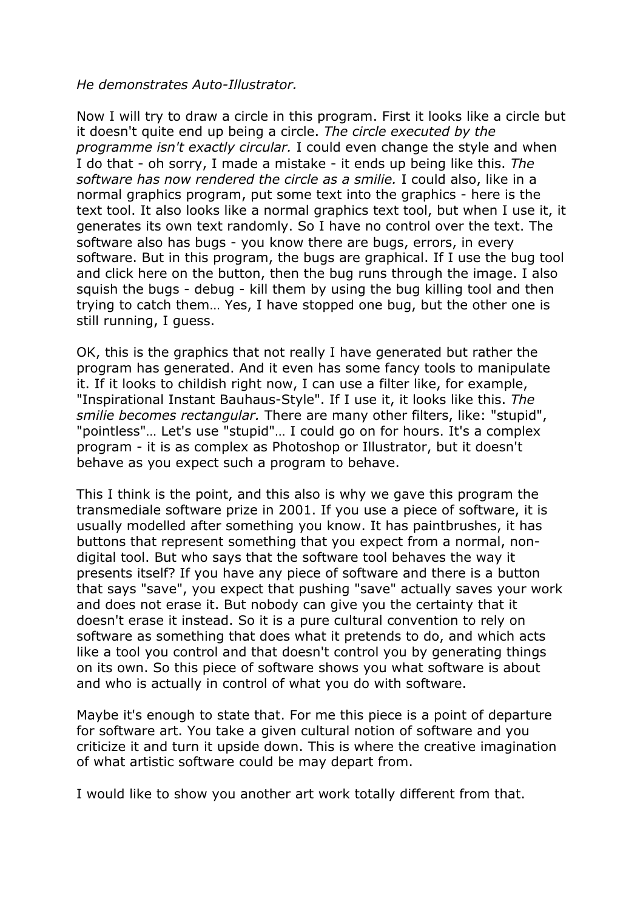*He demonstrates Auto-Illustrator.*

Now I will try to draw a circle in this program. First it looks like a circle but it doesn't quite end up being a circle. *The circle executed by the programme isn't exactly circular.* I could even change the style and when I do that - oh sorry, I made a mistake - it ends up being like this. *The software has now rendered the circle as a smilie.* I could also, like in a normal graphics program, put some text into the graphics - here is the text tool. It also looks like a normal graphics text tool, but when I use it, it generates its own text randomly. So I have no control over the text. The software also has bugs - you know there are bugs, errors, in every software. But in this program, the bugs are graphical. If I use the bug tool and click here on the button, then the bug runs through the image. I also squish the bugs - debug - kill them by using the bug killing tool and then trying to catch them… Yes, I have stopped one bug, but the other one is still running, I guess.

OK, this is the graphics that not really I have generated but rather the program has generated. And it even has some fancy tools to manipulate it. If it looks to childish right now, I can use a filter like, for example, "Inspirational Instant Bauhaus-Style". If I use it, it looks like this. *The smilie becomes rectangular.* There are many other filters, like: "stupid", "pointless"… Let's use "stupid"… I could go on for hours. It's a complex program - it is as complex as Photoshop or Illustrator, but it doesn't behave as you expect such a program to behave.

This I think is the point, and this also is why we gave this program the transmediale software prize in 2001. If you use a piece of software, it is usually modelled after something you know. It has paintbrushes, it has buttons that represent something that you expect from a normal, non-digital tool. But who says that the software tool behaves the way it presents itself? If you have any piece of software and there is a button that says "save", you expect that pushing "save" actually saves your work and does not erase it. But nobody can give you the certainty that it doesn't erase it instead. So it is a pure cultural convention to rely on software as something that does what it pretends to do, and which acts like a tool you control and that doesn't control you by generating things on its own. So this piece of software shows you what software is about and who is actually in control of what you do with software.

Maybe it's enough to state that. For me this piece is a point of departure for software art. You take a given cultural notion of software and you criticize it and turn it upside down. This is where the creative imagination of what artistic software could be may depart from.

I would like to show you another art work totally different from that.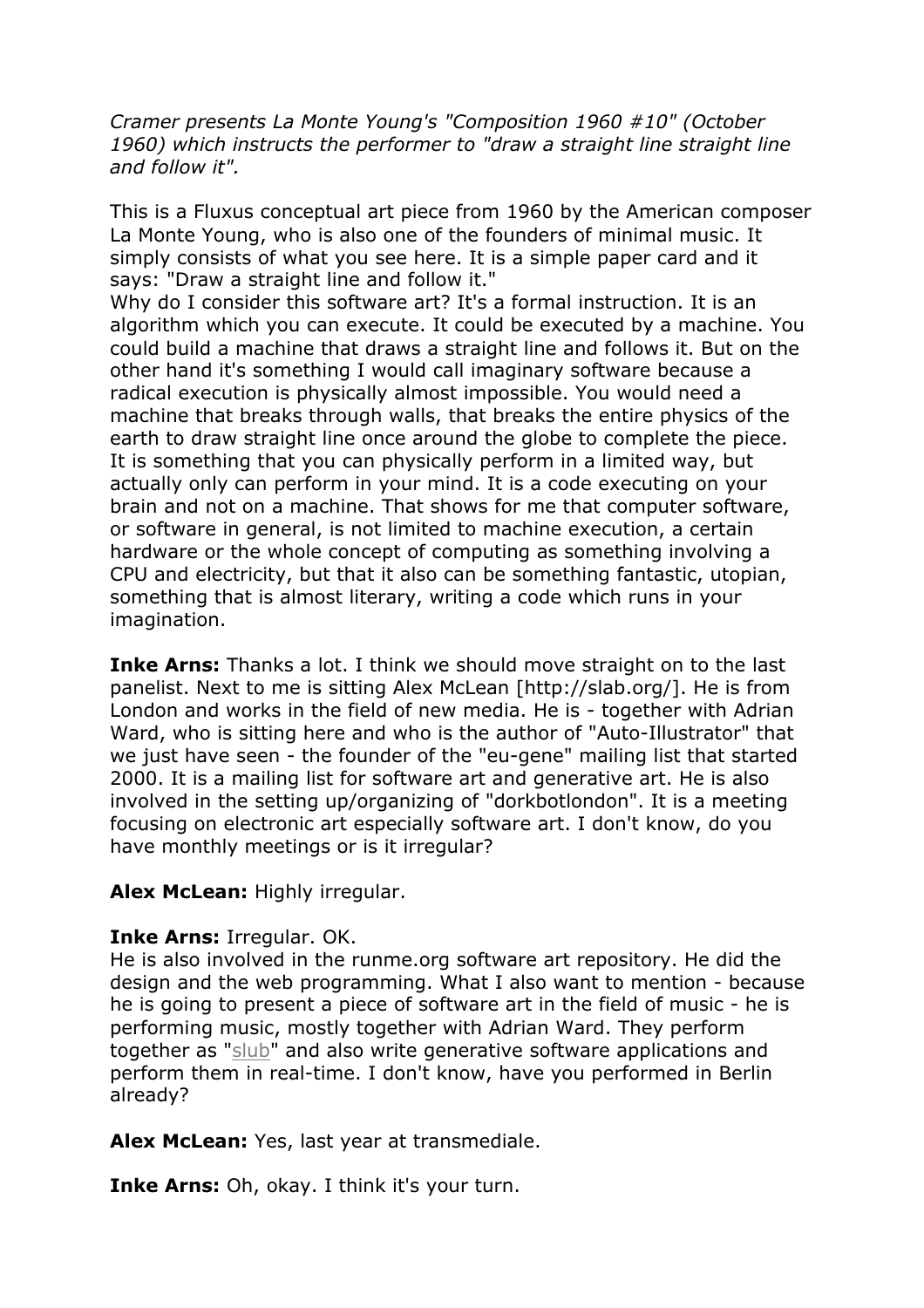*Cramer presents La Monte Young's "Composition 1960 #10" (October 1960) which instructs the performer to "draw a straight line straight line and follow it".*

This is a Fluxus conceptual art piece from 1960 by the American composer La Monte Young, who is also one of the founders of minimal music. It simply consists of what you see here. It is a simple paper card and it says: "Draw a straight line and follow it."
Why do I consider this software art? It's a formal instruction. It is an algorithm which you can execute. It could be executed by a machine. You could build a machine that draws a straight line and follows it. But on the other hand it's something I would call imaginary software because a radical execution is physically almost impossible. You would need a machine that breaks through walls, that breaks the entire physics of the earth to draw straight line once around the globe to complete the piece. It is something that you can physically perform in a limited way, but actually only can perform in your mind. It is a code executing on your brain and not on a machine. That shows for me that computer software, or software in general, is not limited to machine execution, a certain hardware or the whole concept of computing as something involving a CPU and electricity, but that it also can be something fantastic, utopian, something that is almost literary, writing a code which runs in your imagination.

**Inke Arns:** Thanks a lot. I think we should move straight on to the last panelist. Next to me is sitting Alex McLean [http://slab.org/]. He is from London and works in the field of new media. He is - together with Adrian Ward, who is sitting here and who is the author of "Auto-Illustrator" that we just have seen - the founder of the "eu-gene" mailing list that started 2000. It is a mailing list for software art and generative art. He is also involved in the setting up/organizing of "dorkbotlondon". It is a meeting focusing on electronic art especially software art. I don't know, do you have monthly meetings or is it irregular?

**Alex McLean:** Highly irregular.

**Inke Arns:** Irregular. OK.
He is also involved in the runme.org software art repository. He did the design and the web programming. What I also want to mention - because he is going to present a piece of software art in the field of music - he is performing music, mostly together with Adrian Ward. They perform together as "slub" and also write generative software applications and perform them in real-time. I don't know, have you performed in Berlin already?

**Alex McLean:** Yes, last year at transmediale.

**Inke Arns:** Oh, okay. I think it's your turn.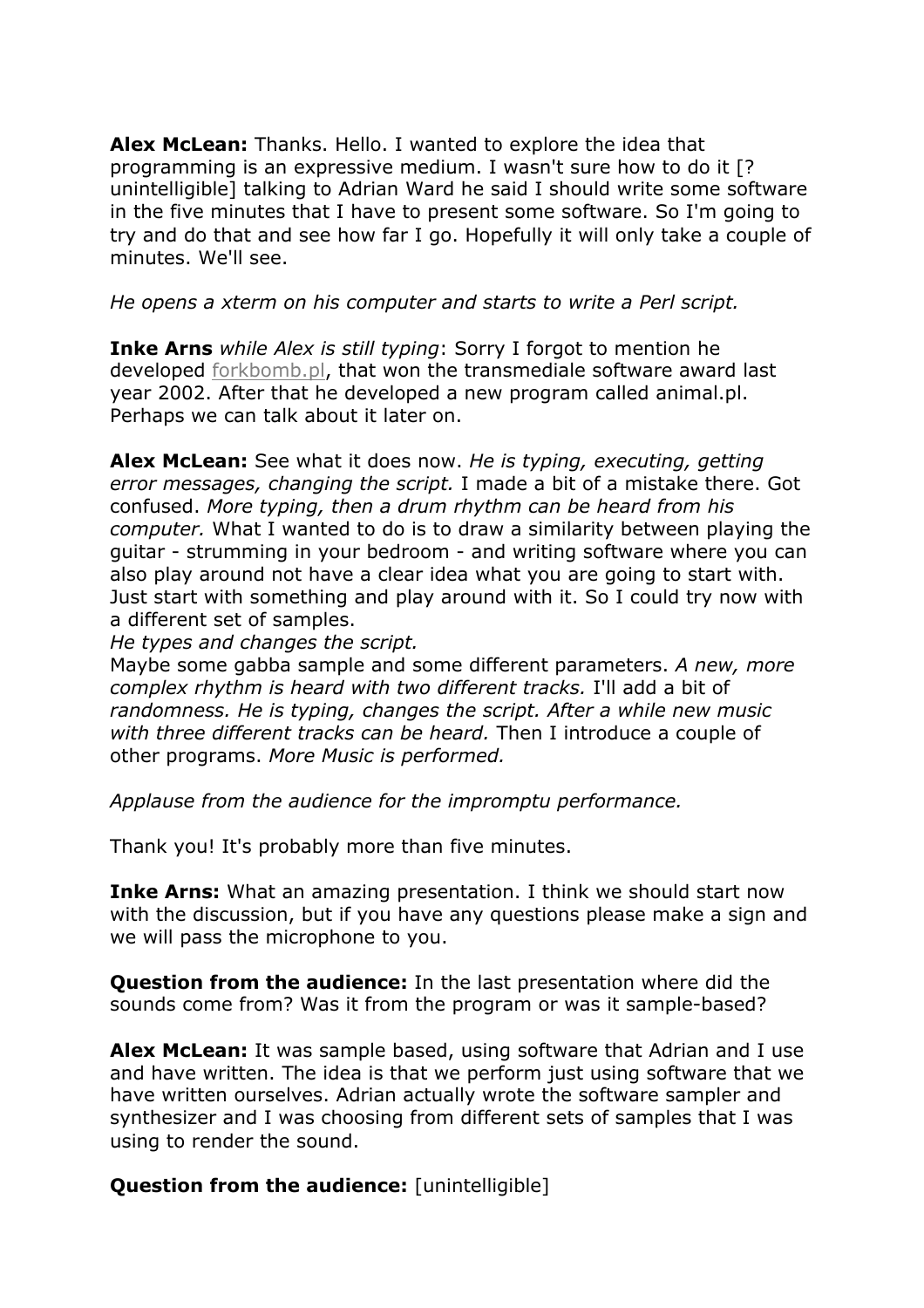**Alex McLean:** Thanks. Hello. I wanted to explore the idea that programming is an expressive medium. I wasn't sure how to do it [? unintelligible] talking to Adrian Ward he said I should write some software in the five minutes that I have to present some software. So I'm going to try and do that and see how far I go. Hopefully it will only take a couple of minutes. We'll see.

*He opens a xterm on his computer and starts to write a Perl script.*

**Inke Arns** *while Alex is still typing*: Sorry I forgot to mention he developed forkbomb.pl, that won the transmediale software award last year 2002. After that he developed a new program called animal.pl. Perhaps we can talk about it later on.

**Alex McLean:** See what it does now. *He is typing, executing, getting error messages, changing the script.* I made a bit of a mistake there. Got confused. *More typing, then a drum rhythm can be heard from his computer.* What I wanted to do is to draw a similarity between playing the guitar - strumming in your bedroom - and writing software where you can also play around not have a clear idea what you are going to start with. Just start with something and play around with it. So I could try now with a different set of samples.
*He types and changes the script.*
Maybe some gabba sample and some different parameters. *A new, more complex rhythm is heard with two different tracks.* I'll add a bit of *randomness. He is typing, changes the script. After a while new music with three different tracks can be heard.* Then I introduce a couple of other programs. *More Music is performed.*

*Applause from the audience for the impromptu performance.*

Thank you! It's probably more than five minutes.

**Inke Arns:** What an amazing presentation. I think we should start now with the discussion, but if you have any questions please make a sign and we will pass the microphone to you.

**Question from the audience:** In the last presentation where did the sounds come from? Was it from the program or was it sample-based?

**Alex McLean:** It was sample based, using software that Adrian and I use and have written. The idea is that we perform just using software that we have written ourselves. Adrian actually wrote the software sampler and synthesizer and I was choosing from different sets of samples that I was using to render the sound.

**Question from the audience:** [unintelligible]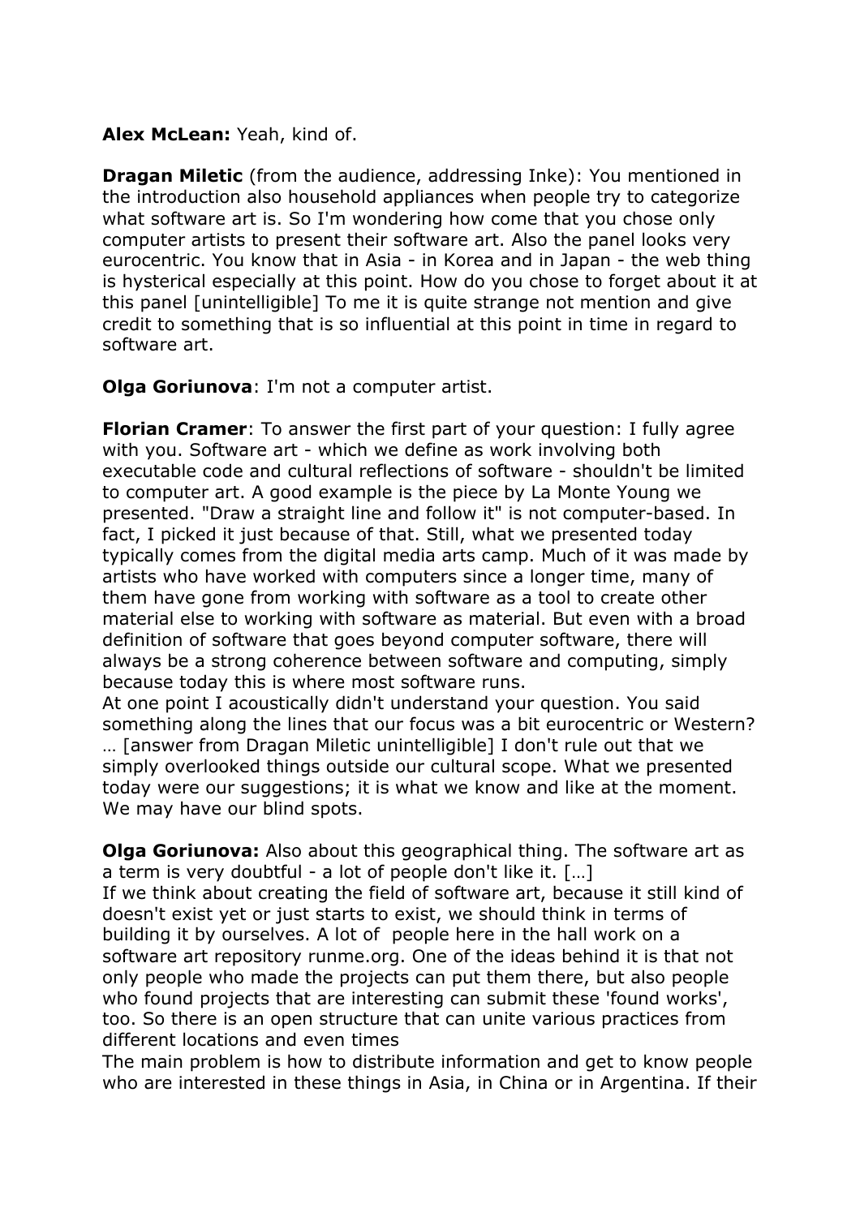**Alex McLean:** Yeah, kind of.

**Dragan Miletic** (from the audience, addressing Inke): You mentioned in the introduction also household appliances when people try to categorize what software art is. So I'm wondering how come that you chose only computer artists to present their software art. Also the panel looks very eurocentric. You know that in Asia - in Korea and in Japan - the web thing is hysterical especially at this point. How do you chose to forget about it at this panel [unintelligible] To me it is quite strange not mention and give credit to something that is so influential at this point in time in regard to software art.

**Olga Goriunova**: I'm not a computer artist.

**Florian Cramer**: To answer the first part of your question: I fully agree with you. Software art - which we define as work involving both executable code and cultural reflections of software - shouldn't be limited to computer art. A good example is the piece by La Monte Young we presented. "Draw a straight line and follow it" is not computer-based. In fact, I picked it just because of that. Still, what we presented today typically comes from the digital media arts camp. Much of it was made by artists who have worked with computers since a longer time, many of them have gone from working with software as a tool to create other material else to working with software as material. But even with a broad definition of software that goes beyond computer software, there will always be a strong coherence between software and computing, simply because today this is where most software runs.
At one point I acoustically didn't understand your question. You said something along the lines that our focus was a bit eurocentric or Western? … [answer from Dragan Miletic unintelligible] I don't rule out that we simply overlooked things outside our cultural scope. What we presented today were our suggestions; it is what we know and like at the moment. We may have our blind spots.

**Olga Goriunova:** Also about this geographical thing. The software art as a term is very doubtful - a lot of people don't like it. […]
If we think about creating the field of software art, because it still kind of doesn't exist yet or just starts to exist, we should think in terms of building it by ourselves. A lot of people here in the hall work on a software art repository runme.org. One of the ideas behind it is that not only people who made the projects can put them there, but also people who found projects that are interesting can submit these 'found works', too. So there is an open structure that can unite various practices from different locations and even times
The main problem is how to distribute information and get to know people who are interested in these things in Asia, in China or in Argentina. If their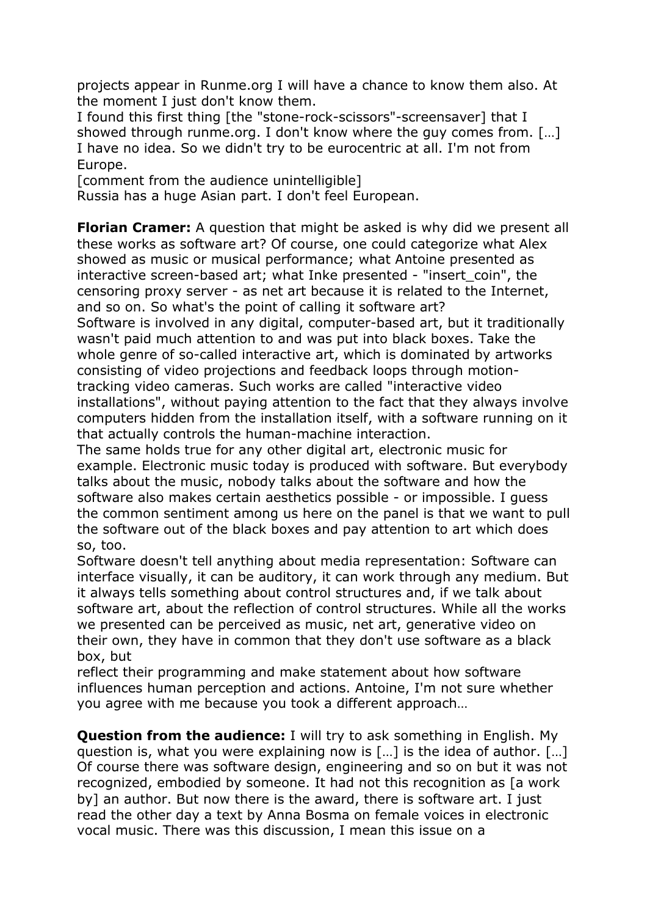projects appear in Runme.org I will have a chance to know them also. At the moment I just don't know them.
I found this first thing [the "stone-rock-scissors"-screensaver] that I showed through runme.org. I don't know where the guy comes from. […] I have no idea. So we didn't try to be eurocentric at all. I'm not from Europe.
[comment from the audience unintelligible]
Russia has a huge Asian part. I don't feel European.

**Florian Cramer:** A question that might be asked is why did we present all these works as software art? Of course, one could categorize what Alex showed as music or musical performance; what Antoine presented as interactive screen-based art; what Inke presented - "insert_coin", the censoring proxy server - as net art because it is related to the Internet, and so on. So what's the point of calling it software art?
Software is involved in any digital, computer-based art, but it traditionally wasn't paid much attention to and was put into black boxes. Take the whole genre of so-called interactive art, which is dominated by artworks consisting of video projections and feedback loops through motion-tracking video cameras. Such works are called "interactive video installations", without paying attention to the fact that they always involve computers hidden from the installation itself, with a software running on it that actually controls the human-machine interaction.
The same holds true for any other digital art, electronic music for example. Electronic music today is produced with software. But everybody talks about the music, nobody talks about the software and how the software also makes certain aesthetics possible - or impossible. I guess the common sentiment among us here on the panel is that we want to pull the software out of the black boxes and pay attention to art which does so, too.
Software doesn't tell anything about media representation: Software can interface visually, it can be auditory, it can work through any medium. But it always tells something about control structures and, if we talk about software art, about the reflection of control structures. While all the works we presented can be perceived as music, net art, generative video on their own, they have in common that they don't use software as a black box, but
reflect their programming and make statement about how software influences human perception and actions. Antoine, I'm not sure whether you agree with me because you took a different approach…

**Question from the audience:** I will try to ask something in English. My question is, what you were explaining now is […] is the idea of author. […] Of course there was software design, engineering and so on but it was not recognized, embodied by someone. It had not this recognition as [a work by] an author. But now there is the award, there is software art. I just read the other day a text by Anna Bosma on female voices in electronic vocal music. There was this discussion, I mean this issue on a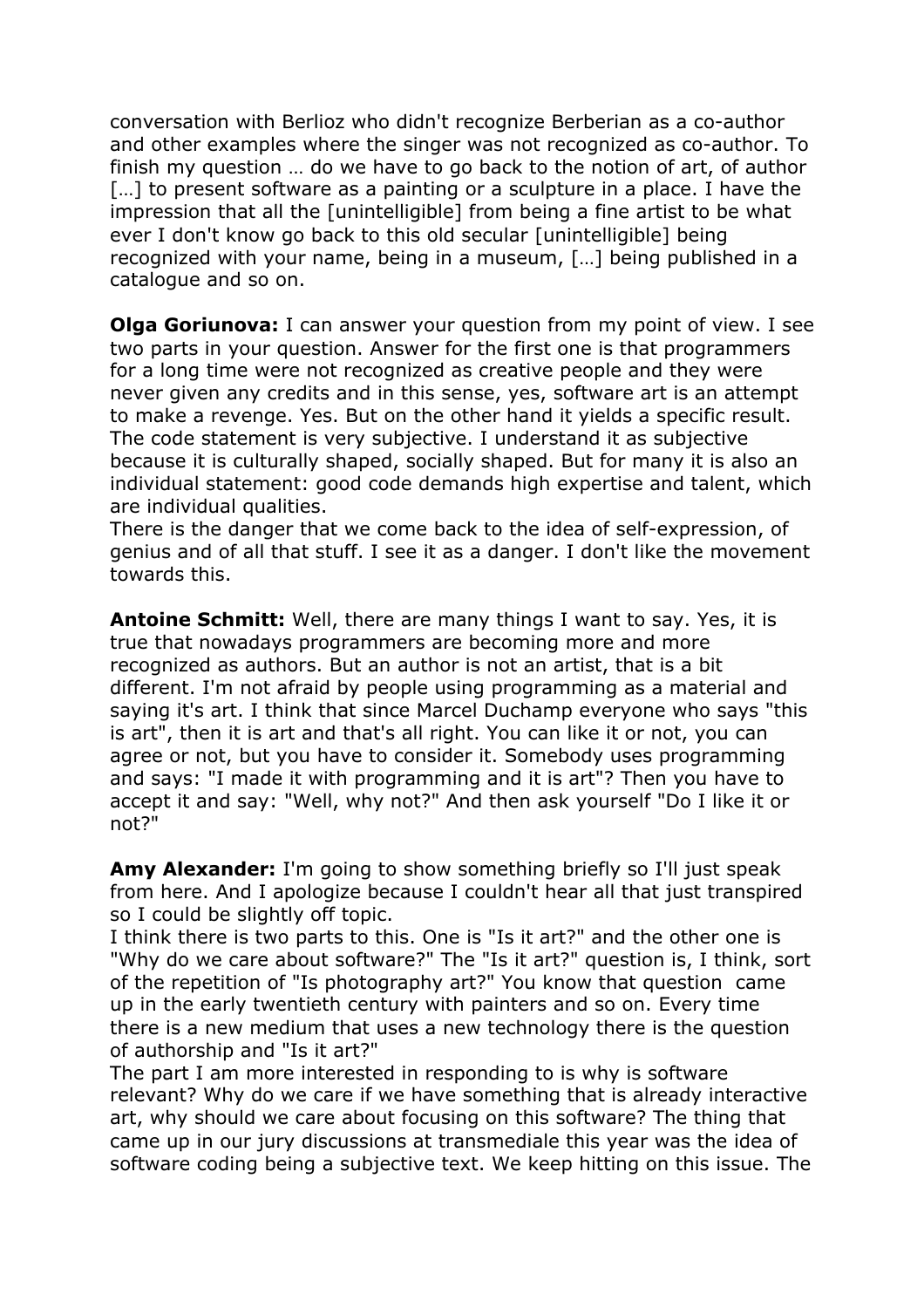conversation with Berlioz who didn't recognize Berberian as a co-author and other examples where the singer was not recognized as co-author. To finish my question … do we have to go back to the notion of art, of author […] to present software as a painting or a sculpture in a place. I have the impression that all the [unintelligible] from being a fine artist to be what ever I don't know go back to this old secular [unintelligible] being recognized with your name, being in a museum, […] being published in a catalogue and so on.

**Olga Goriunova:** I can answer your question from my point of view. I see two parts in your question. Answer for the first one is that programmers for a long time were not recognized as creative people and they were never given any credits and in this sense, yes, software art is an attempt to make a revenge. Yes. But on the other hand it yields a specific result. The code statement is very subjective. I understand it as subjective because it is culturally shaped, socially shaped. But for many it is also an individual statement: good code demands high expertise and talent, which are individual qualities.
There is the danger that we come back to the idea of self-expression, of genius and of all that stuff. I see it as a danger. I don't like the movement towards this.

**Antoine Schmitt:** Well, there are many things I want to say. Yes, it is true that nowadays programmers are becoming more and more recognized as authors. But an author is not an artist, that is a bit different. I'm not afraid by people using programming as a material and saying it's art. I think that since Marcel Duchamp everyone who says "this is art", then it is art and that's all right. You can like it or not, you can agree or not, but you have to consider it. Somebody uses programming and says: "I made it with programming and it is art"? Then you have to accept it and say: "Well, why not?" And then ask yourself "Do I like it or not?"

**Amy Alexander:** I'm going to show something briefly so I'll just speak from here. And I apologize because I couldn't hear all that just transpired so I could be slightly off topic.
I think there is two parts to this. One is "Is it art?" and the other one is "Why do we care about software?" The "Is it art?" question is, I think, sort of the repetition of "Is photography art?" You know that question came up in the early twentieth century with painters and so on. Every time there is a new medium that uses a new technology there is the question of authorship and "Is it art?"
The part I am more interested in responding to is why is software relevant? Why do we care if we have something that is already interactive art, why should we care about focusing on this software? The thing that came up in our jury discussions at transmediale this year was the idea of software coding being a subjective text. We keep hitting on this issue. The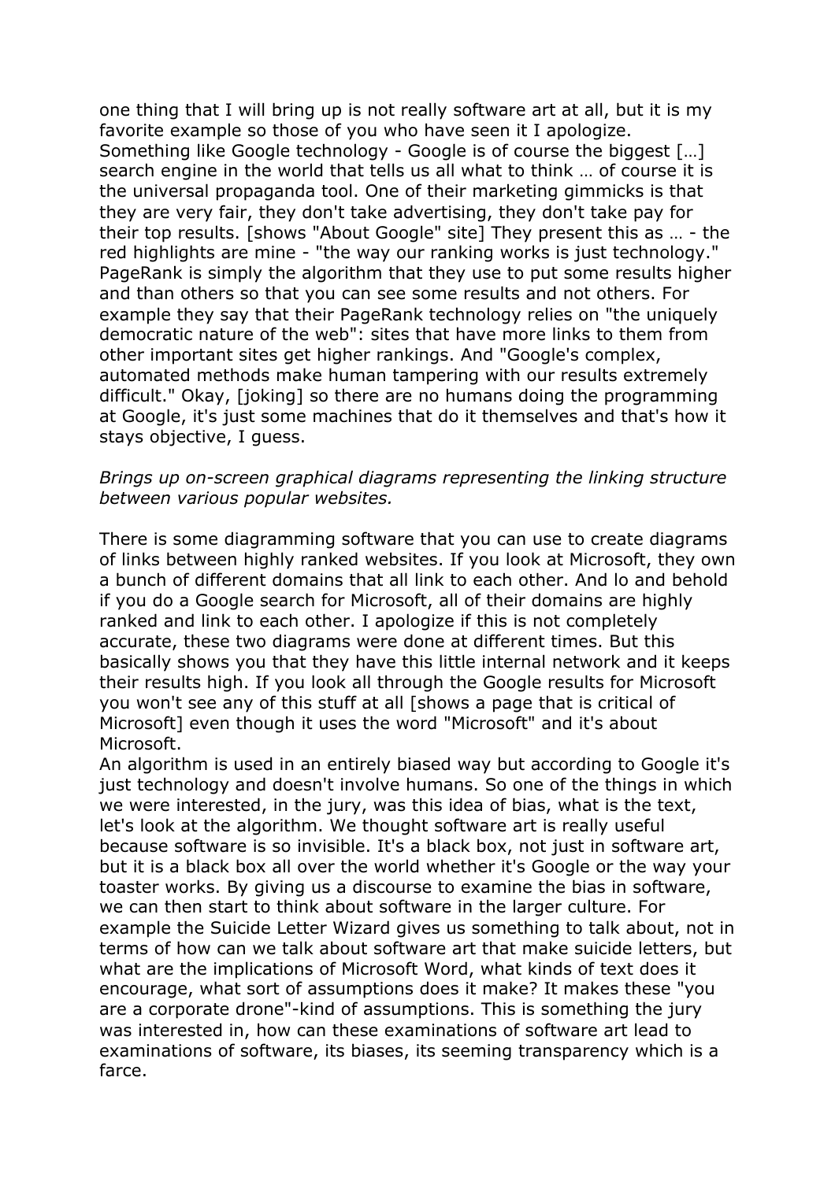one thing that I will bring up is not really software art at all, but it is my favorite example so those of you who have seen it I apologize. Something like Google technology - Google is of course the biggest […] search engine in the world that tells us all what to think … of course it is the universal propaganda tool. One of their marketing gimmicks is that they are very fair, they don't take advertising, they don't take pay for their top results. [shows "About Google" site] They present this as … - the red highlights are mine - "the way our ranking works is just technology." PageRank is simply the algorithm that they use to put some results higher and than others so that you can see some results and not others. For example they say that their PageRank technology relies on "the uniquely democratic nature of the web": sites that have more links to them from other important sites get higher rankings. And "Google's complex, automated methods make human tampering with our results extremely difficult." Okay, [joking] so there are no humans doing the programming at Google, it's just some machines that do it themselves and that's how it stays objective, I guess.

*Brings up on-screen graphical diagrams representing the linking structure between various popular websites.*

There is some diagramming software that you can use to create diagrams of links between highly ranked websites. If you look at Microsoft, they own a bunch of different domains that all link to each other. And lo and behold if you do a Google search for Microsoft, all of their domains are highly ranked and link to each other. I apologize if this is not completely accurate, these two diagrams were done at different times. But this basically shows you that they have this little internal network and it keeps their results high. If you look all through the Google results for Microsoft you won't see any of this stuff at all [shows a page that is critical of Microsoft] even though it uses the word "Microsoft" and it's about Microsoft.
An algorithm is used in an entirely biased way but according to Google it's just technology and doesn't involve humans. So one of the things in which we were interested, in the jury, was this idea of bias, what is the text, let's look at the algorithm. We thought software art is really useful because software is so invisible. It's a black box, not just in software art, but it is a black box all over the world whether it's Google or the way your toaster works. By giving us a discourse to examine the bias in software, we can then start to think about software in the larger culture. For example the Suicide Letter Wizard gives us something to talk about, not in terms of how can we talk about software art that make suicide letters, but what are the implications of Microsoft Word, what kinds of text does it encourage, what sort of assumptions does it make? It makes these "you are a corporate drone"-kind of assumptions. This is something the jury was interested in, how can these examinations of software art lead to examinations of software, its biases, its seeming transparency which is a farce.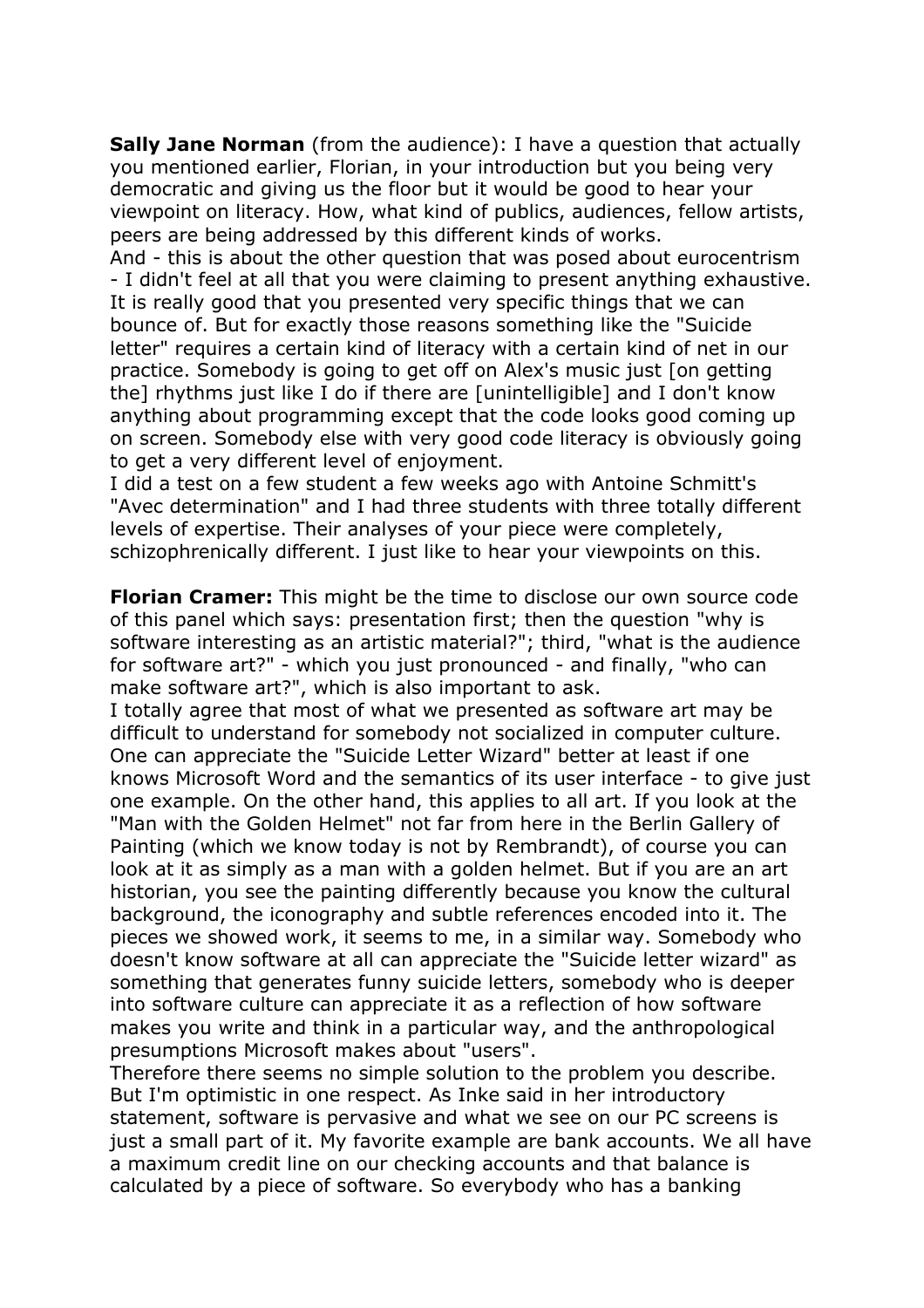**Sally Jane Norman** (from the audience): I have a question that actually you mentioned earlier, Florian, in your introduction but you being very democratic and giving us the floor but it would be good to hear your viewpoint on literacy. How, what kind of publics, audiences, fellow artists, peers are being addressed by this different kinds of works.
And - this is about the other question that was posed about eurocentrism - I didn't feel at all that you were claiming to present anything exhaustive. It is really good that you presented very specific things that we can bounce of. But for exactly those reasons something like the "Suicide letter" requires a certain kind of literacy with a certain kind of net in our practice. Somebody is going to get off on Alex's music just [on getting the] rhythms just like I do if there are [unintelligible] and I don't know anything about programming except that the code looks good coming up on screen. Somebody else with very good code literacy is obviously going to get a very different level of enjoyment.
I did a test on a few student a few weeks ago with Antoine Schmitt's "Avec determination" and I had three students with three totally different levels of expertise. Their analyses of your piece were completely, schizophrenically different. I just like to hear your viewpoints on this.

**Florian Cramer:** This might be the time to disclose our own source code of this panel which says: presentation first; then the question "why is software interesting as an artistic material?"; third, "what is the audience for software art?" - which you just pronounced - and finally, "who can make software art?", which is also important to ask.
I totally agree that most of what we presented as software art may be difficult to understand for somebody not socialized in computer culture. One can appreciate the "Suicide Letter Wizard" better at least if one knows Microsoft Word and the semantics of its user interface - to give just one example. On the other hand, this applies to all art. If you look at the "Man with the Golden Helmet" not far from here in the Berlin Gallery of Painting (which we know today is not by Rembrandt), of course you can look at it as simply as a man with a golden helmet. But if you are an art historian, you see the painting differently because you know the cultural background, the iconography and subtle references encoded into it. The pieces we showed work, it seems to me, in a similar way. Somebody who doesn't know software at all can appreciate the "Suicide letter wizard" as something that generates funny suicide letters, somebody who is deeper into software culture can appreciate it as a reflection of how software makes you write and think in a particular way, and the anthropological presumptions Microsoft makes about "users".
Therefore there seems no simple solution to the problem you describe. But I'm optimistic in one respect. As Inke said in her introductory statement, software is pervasive and what we see on our PC screens is just a small part of it. My favorite example are bank accounts. We all have a maximum credit line on our checking accounts and that balance is calculated by a piece of software. So everybody who has a banking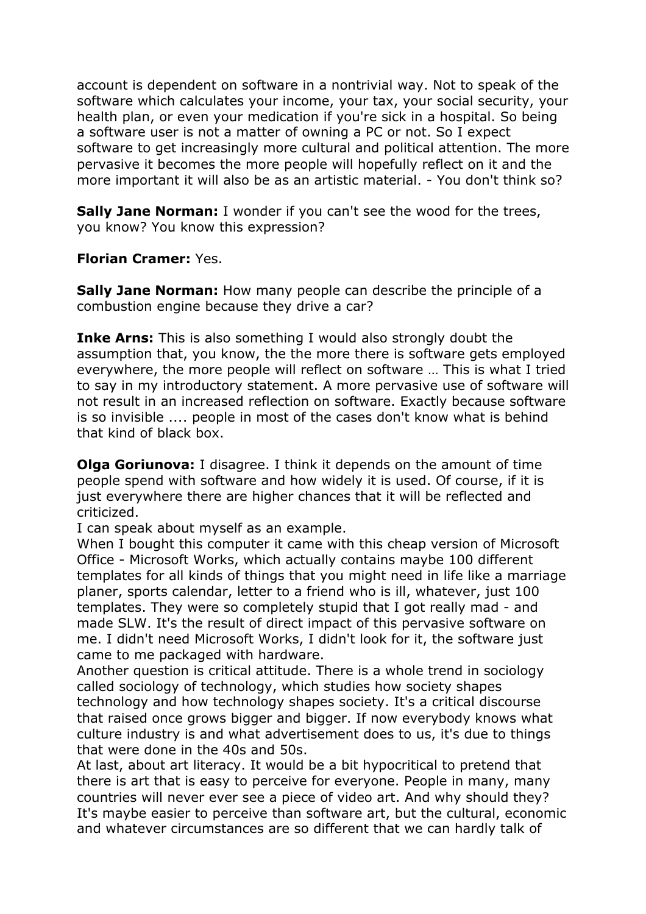account is dependent on software in a nontrivial way. Not to speak of the software which calculates your income, your tax, your social security, your health plan, or even your medication if you're sick in a hospital. So being a software user is not a matter of owning a PC or not. So I expect software to get increasingly more cultural and political attention. The more pervasive it becomes the more people will hopefully reflect on it and the more important it will also be as an artistic material. - You don't think so?

**Sally Jane Norman:** I wonder if you can't see the wood for the trees, you know? You know this expression?

**Florian Cramer:** Yes.

**Sally Jane Norman:** How many people can describe the principle of a combustion engine because they drive a car?

**Inke Arns:** This is also something I would also strongly doubt the assumption that, you know, the the more there is software gets employed everywhere, the more people will reflect on software … This is what I tried to say in my introductory statement. A more pervasive use of software will not result in an increased reflection on software. Exactly because software is so invisible .... people in most of the cases don't know what is behind that kind of black box.

**Olga Goriunova:** I disagree. I think it depends on the amount of time people spend with software and how widely it is used. Of course, if it is just everywhere there are higher chances that it will be reflected and criticized.
I can speak about myself as an example.
When I bought this computer it came with this cheap version of Microsoft Office - Microsoft Works, which actually contains maybe 100 different templates for all kinds of things that you might need in life like a marriage planer, sports calendar, letter to a friend who is ill, whatever, just 100 templates. They were so completely stupid that I got really mad - and made SLW. It's the result of direct impact of this pervasive software on me. I didn't need Microsoft Works, I didn't look for it, the software just came to me packaged with hardware.
Another question is critical attitude. There is a whole trend in sociology called sociology of technology, which studies how society shapes technology and how technology shapes society. It's a critical discourse that raised once grows bigger and bigger. If now everybody knows what culture industry is and what advertisement does to us, it's due to things that were done in the 40s and 50s.
At last, about art literacy. It would be a bit hypocritical to pretend that there is art that is easy to perceive for everyone. People in many, many countries will never ever see a piece of video art. And why should they? It's maybe easier to perceive than software art, but the cultural, economic and whatever circumstances are so different that we can hardly talk of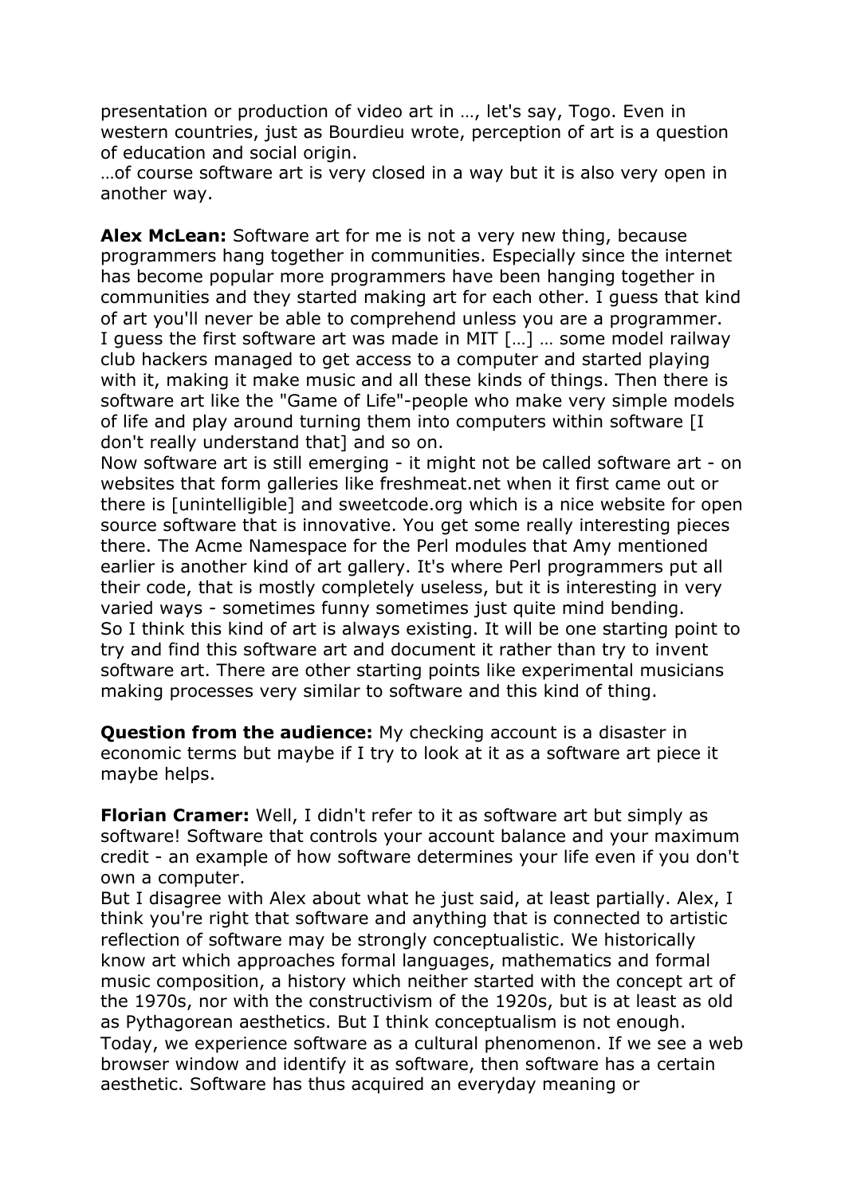presentation or production of video art in …, let's say, Togo. Even in western countries, just as Bourdieu wrote, perception of art is a question of education and social origin.
…of course software art is very closed in a way but it is also very open in another way.

**Alex McLean:** Software art for me is not a very new thing, because programmers hang together in communities. Especially since the internet has become popular more programmers have been hanging together in communities and they started making art for each other. I guess that kind of art you'll never be able to comprehend unless you are a programmer.
I guess the first software art was made in MIT […] … some model railway club hackers managed to get access to a computer and started playing with it, making it make music and all these kinds of things. Then there is software art like the "Game of Life"-people who make very simple models of life and play around turning them into computers within software [I don't really understand that] and so on.
Now software art is still emerging - it might not be called software art - on websites that form galleries like freshmeat.net when it first came out or there is [unintelligible] and sweetcode.org which is a nice website for open source software that is innovative. You get some really interesting pieces there. The Acme Namespace for the Perl modules that Amy mentioned earlier is another kind of art gallery. It's where Perl programmers put all their code, that is mostly completely useless, but it is interesting in very varied ways - sometimes funny sometimes just quite mind bending.
So I think this kind of art is always existing. It will be one starting point to try and find this software art and document it rather than try to invent software art. There are other starting points like experimental musicians making processes very similar to software and this kind of thing.

**Question from the audience:** My checking account is a disaster in economic terms but maybe if I try to look at it as a software art piece it maybe helps.

**Florian Cramer:** Well, I didn't refer to it as software art but simply as software! Software that controls your account balance and your maximum credit - an example of how software determines your life even if you don't own a computer.
But I disagree with Alex about what he just said, at least partially. Alex, I think you're right that software and anything that is connected to artistic reflection of software may be strongly conceptualistic. We historically know art which approaches formal languages, mathematics and formal music composition, a history which neither started with the concept art of the 1970s, nor with the constructivism of the 1920s, but is at least as old as Pythagorean aesthetics. But I think conceptualism is not enough. Today, we experience software as a cultural phenomenon. If we see a web browser window and identify it as software, then software has a certain aesthetic. Software has thus acquired an everyday meaning or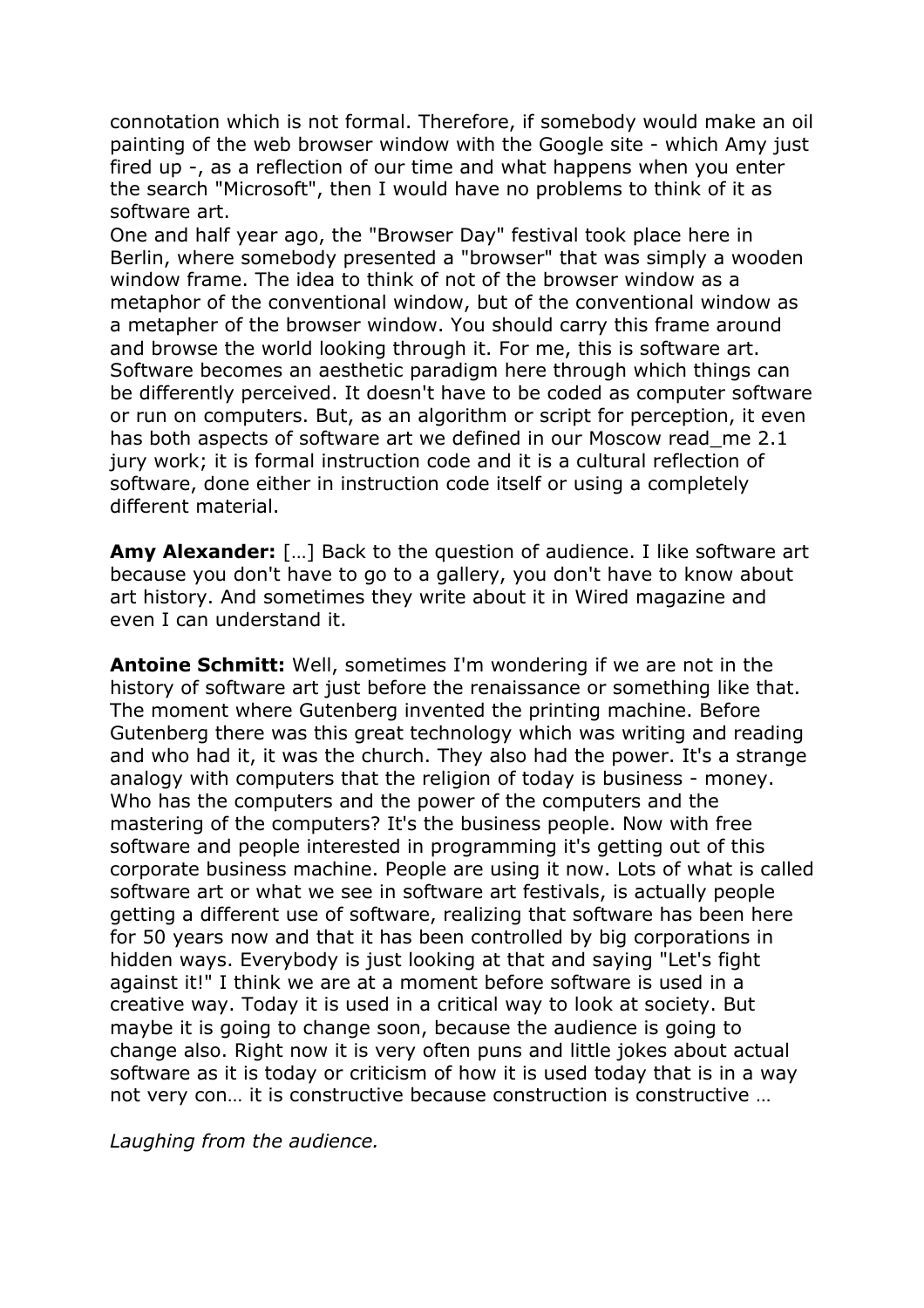connotation which is not formal. Therefore, if somebody would make an oil painting of the web browser window with the Google site - which Amy just fired up -, as a reflection of our time and what happens when you enter the search "Microsoft", then I would have no problems to think of it as software art.

One and half year ago, the "Browser Day" festival took place here in Berlin, where somebody presented a "browser" that was simply a wooden window frame. The idea to think of not of the browser window as a metaphor of the conventional window, but of the conventional window as a metapher of the browser window. You should carry this frame around and browse the world looking through it. For me, this is software art. Software becomes an aesthetic paradigm here through which things can be differently perceived. It doesn't have to be coded as computer software or run on computers. But, as an algorithm or script for perception, it even has both aspects of software art we defined in our Moscow read_me 2.1 jury work; it is formal instruction code and it is a cultural reflection of software, done either in instruction code itself or using a completely different material.

**Amy Alexander:** […] Back to the question of audience. I like software art because you don't have to go to a gallery, you don't have to know about art history. And sometimes they write about it in Wired magazine and even I can understand it.

**Antoine Schmitt:** Well, sometimes I'm wondering if we are not in the history of software art just before the renaissance or something like that. The moment where Gutenberg invented the printing machine. Before Gutenberg there was this great technology which was writing and reading and who had it, it was the church. They also had the power. It's a strange analogy with computers that the religion of today is business - money. Who has the computers and the power of the computers and the mastering of the computers? It's the business people. Now with free software and people interested in programming it's getting out of this corporate business machine. People are using it now. Lots of what is called software art or what we see in software art festivals, is actually people getting a different use of software, realizing that software has been here for 50 years now and that it has been controlled by big corporations in hidden ways. Everybody is just looking at that and saying "Let's fight against it!" I think we are at a moment before software is used in a creative way. Today it is used in a critical way to look at society. But maybe it is going to change soon, because the audience is going to change also. Right now it is very often puns and little jokes about actual software as it is today or criticism of how it is used today that is in a way not very con… it is constructive because construction is constructive …

*Laughing from the audience.*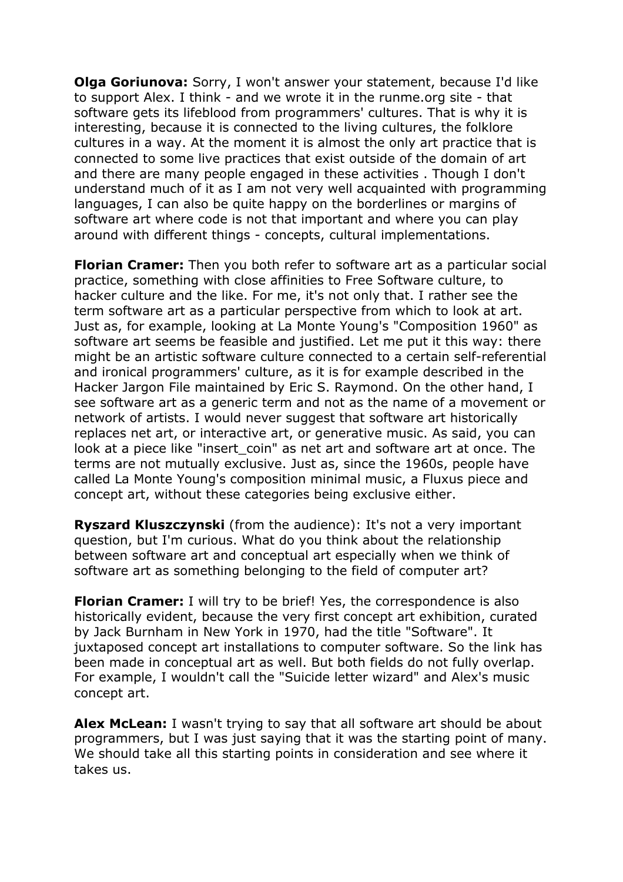**Olga Goriunova:** Sorry, I won't answer your statement, because I'd like to support Alex. I think - and we wrote it in the runme.org site - that software gets its lifeblood from programmers' cultures. That is why it is interesting, because it is connected to the living cultures, the folklore cultures in a way. At the moment it is almost the only art practice that is connected to some live practices that exist outside of the domain of art and there are many people engaged in these activities . Though I don't understand much of it as I am not very well acquainted with programming languages, I can also be quite happy on the borderlines or margins of software art where code is not that important and where you can play around with different things - concepts, cultural implementations.

**Florian Cramer:** Then you both refer to software art as a particular social practice, something with close affinities to Free Software culture, to hacker culture and the like. For me, it's not only that. I rather see the term software art as a particular perspective from which to look at art. Just as, for example, looking at La Monte Young's "Composition 1960" as software art seems be feasible and justified. Let me put it this way: there might be an artistic software culture connected to a certain self-referential and ironical programmers' culture, as it is for example described in the Hacker Jargon File maintained by Eric S. Raymond. On the other hand, I see software art as a generic term and not as the name of a movement or network of artists. I would never suggest that software art historically replaces net art, or interactive art, or generative music. As said, you can look at a piece like "insert_coin" as net art and software art at once. The terms are not mutually exclusive. Just as, since the 1960s, people have called La Monte Young's composition minimal music, a Fluxus piece and concept art, without these categories being exclusive either.

**Ryszard Kluszczynski** (from the audience): It's not a very important question, but I'm curious. What do you think about the relationship between software art and conceptual art especially when we think of software art as something belonging to the field of computer art?

**Florian Cramer:** I will try to be brief! Yes, the correspondence is also historically evident, because the very first concept art exhibition, curated by Jack Burnham in New York in 1970, had the title "Software". It juxtaposed concept art installations to computer software. So the link has been made in conceptual art as well. But both fields do not fully overlap. For example, I wouldn't call the "Suicide letter wizard" and Alex's music concept art.

**Alex McLean:** I wasn't trying to say that all software art should be about programmers, but I was just saying that it was the starting point of many. We should take all this starting points in consideration and see where it takes us.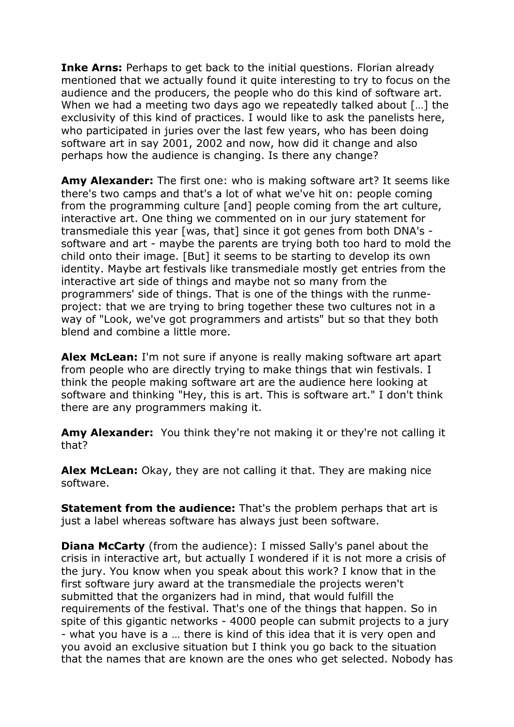**Inke Arns:** Perhaps to get back to the initial questions. Florian already mentioned that we actually found it quite interesting to try to focus on the audience and the producers, the people who do this kind of software art. When we had a meeting two days ago we repeatedly talked about […] the exclusivity of this kind of practices. I would like to ask the panelists here, who participated in juries over the last few years, who has been doing software art in say 2001, 2002 and now, how did it change and also perhaps how the audience is changing. Is there any change?

**Amy Alexander:** The first one: who is making software art? It seems like there's two camps and that's a lot of what we've hit on: people coming from the programming culture [and] people coming from the art culture, interactive art. One thing we commented on in our jury statement for transmediale this year [was, that] since it got genes from both DNA's - software and art - maybe the parents are trying both too hard to mold the child onto their image. [But] it seems to be starting to develop its own identity. Maybe art festivals like transmediale mostly get entries from the interactive art side of things and maybe not so many from the programmers' side of things. That is one of the things with the runme-project: that we are trying to bring together these two cultures not in a way of "Look, we've got programmers and artists" but so that they both blend and combine a little more.

**Alex McLean:** I'm not sure if anyone is really making software art apart from people who are directly trying to make things that win festivals. I think the people making software art are the audience here looking at software and thinking "Hey, this is art. This is software art." I don't think there are any programmers making it.

**Amy Alexander:** You think they're not making it or they're not calling it that?

**Alex McLean:** Okay, they are not calling it that. They are making nice software.

**Statement from the audience:** That's the problem perhaps that art is just a label whereas software has always just been software.

**Diana McCarty** (from the audience): I missed Sally's panel about the crisis in interactive art, but actually I wondered if it is not more a crisis of the jury. You know when you speak about this work? I know that in the first software jury award at the transmediale the projects weren't submitted that the organizers had in mind, that would fulfill the requirements of the festival. That's one of the things that happen. So in spite of this gigantic networks - 4000 people can submit projects to a jury - what you have is a … there is kind of this idea that it is very open and you avoid an exclusive situation but I think you go back to the situation that the names that are known are the ones who get selected. Nobody has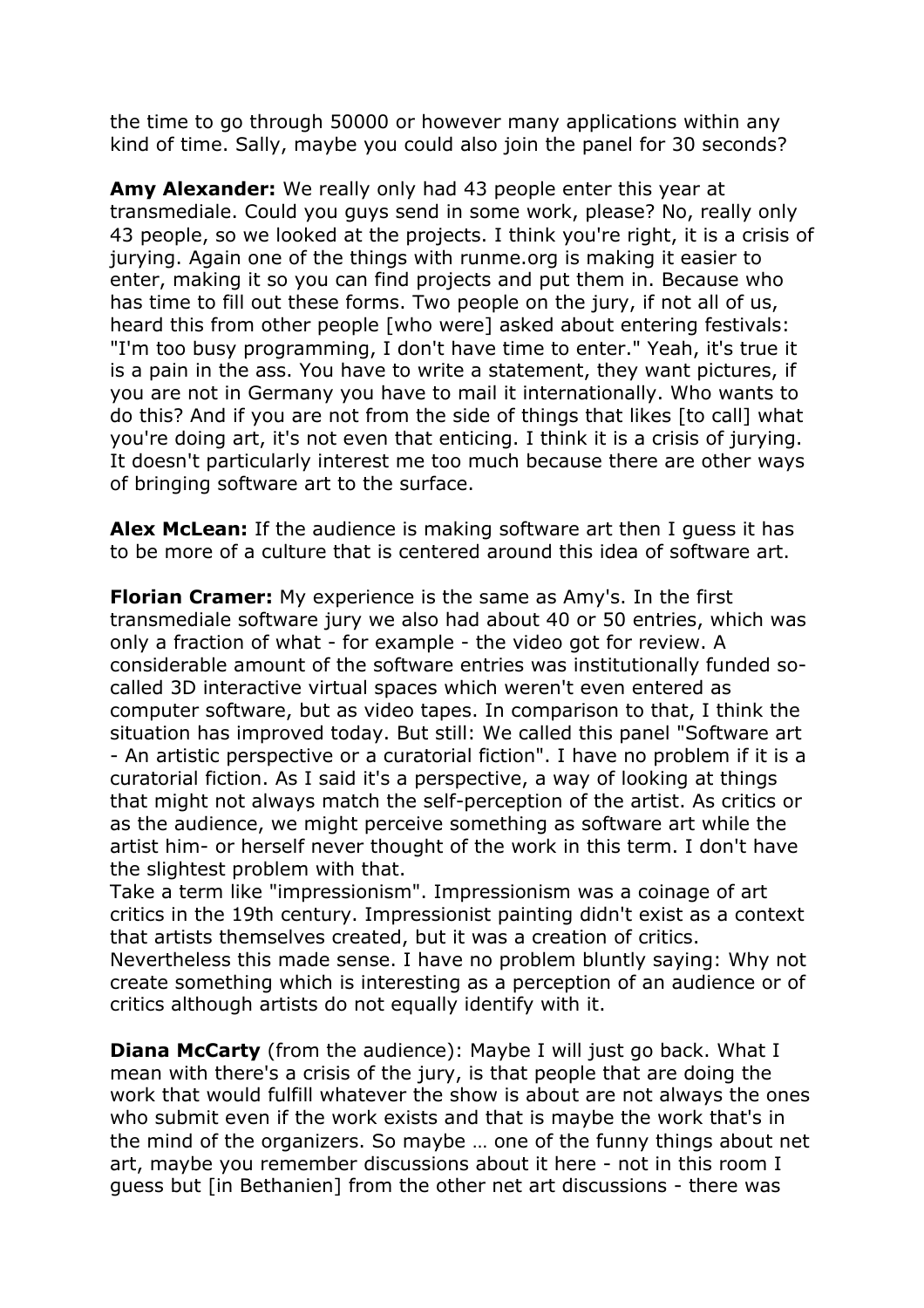the time to go through 50000 or however many applications within any kind of time. Sally, maybe you could also join the panel for 30 seconds?

**Amy Alexander:** We really only had 43 people enter this year at transmediale. Could you guys send in some work, please? No, really only 43 people, so we looked at the projects. I think you're right, it is a crisis of jurying. Again one of the things with runme.org is making it easier to enter, making it so you can find projects and put them in. Because who has time to fill out these forms. Two people on the jury, if not all of us, heard this from other people [who were] asked about entering festivals: "I'm too busy programming, I don't have time to enter." Yeah, it's true it is a pain in the ass. You have to write a statement, they want pictures, if you are not in Germany you have to mail it internationally. Who wants to do this? And if you are not from the side of things that likes [to call] what you're doing art, it's not even that enticing. I think it is a crisis of jurying. It doesn't particularly interest me too much because there are other ways of bringing software art to the surface.

**Alex McLean:** If the audience is making software art then I guess it has to be more of a culture that is centered around this idea of software art.

**Florian Cramer:** My experience is the same as Amy's. In the first transmediale software jury we also had about 40 or 50 entries, which was only a fraction of what - for example - the video got for review. A considerable amount of the software entries was institutionally funded so-called 3D interactive virtual spaces which weren't even entered as computer software, but as video tapes. In comparison to that, I think the situation has improved today. But still: We called this panel "Software art - An artistic perspective or a curatorial fiction". I have no problem if it is a curatorial fiction. As I said it's a perspective, a way of looking at things that might not always match the self-perception of the artist. As critics or as the audience, we might perceive something as software art while the artist him- or herself never thought of the work in this term. I don't have the slightest problem with that.
Take a term like "impressionism". Impressionism was a coinage of art critics in the 19th century. Impressionist painting didn't exist as a context that artists themselves created, but it was a creation of critics. Nevertheless this made sense. I have no problem bluntly saying: Why not create something which is interesting as a perception of an audience or of critics although artists do not equally identify with it.

**Diana McCarty** (from the audience): Maybe I will just go back. What I mean with there's a crisis of the jury, is that people that are doing the work that would fulfill whatever the show is about are not always the ones who submit even if the work exists and that is maybe the work that's in the mind of the organizers. So maybe … one of the funny things about net art, maybe you remember discussions about it here - not in this room I guess but [in Bethanien] from the other net art discussions - there was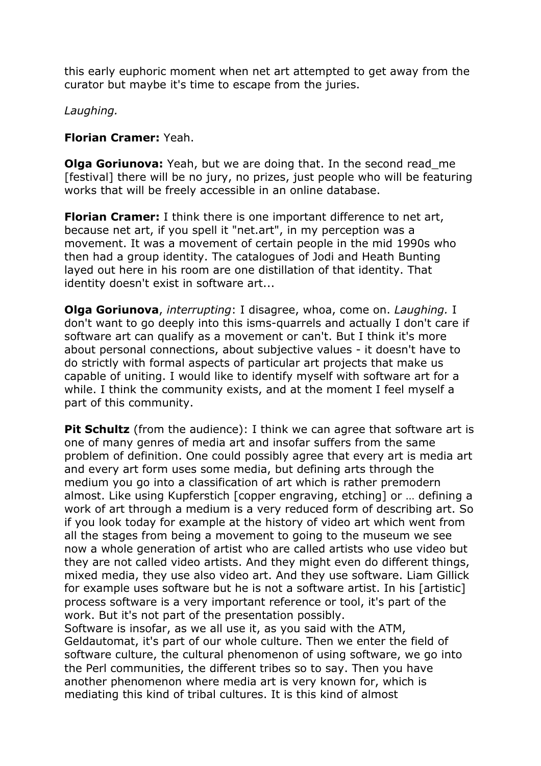this early euphoric moment when net art attempted to get away from the curator but maybe it's time to escape from the juries.

*Laughing.*

**Florian Cramer:** Yeah.

**Olga Goriunova:** Yeah, but we are doing that. In the second read_me [festival] there will be no jury, no prizes, just people who will be featuring works that will be freely accessible in an online database.

**Florian Cramer:** I think there is one important difference to net art, because net art, if you spell it "net.art", in my perception was a movement. It was a movement of certain people in the mid 1990s who then had a group identity. The catalogues of Jodi and Heath Bunting layed out here in his room are one distillation of that identity. That identity doesn't exist in software art...

**Olga Goriunova**, *interrupting*: I disagree, whoa, come on. *Laughing.* I don't want to go deeply into this isms-quarrels and actually I don't care if software art can qualify as a movement or can't. But I think it's more about personal connections, about subjective values - it doesn't have to do strictly with formal aspects of particular art projects that make us capable of uniting. I would like to identify myself with software art for a while. I think the community exists, and at the moment I feel myself a part of this community.

**Pit Schultz** (from the audience): I think we can agree that software art is one of many genres of media art and insofar suffers from the same problem of definition. One could possibly agree that every art is media art and every art form uses some media, but defining arts through the medium you go into a classification of art which is rather premodern almost. Like using Kupferstich [copper engraving, etching] or … defining a work of art through a medium is a very reduced form of describing art. So if you look today for example at the history of video art which went from all the stages from being a movement to going to the museum we see now a whole generation of artist who are called artists who use video but they are not called video artists. And they might even do different things, mixed media, they use also video art. And they use software. Liam Gillick for example uses software but he is not a software artist. In his [artistic] process software is a very important reference or tool, it's part of the work. But it's not part of the presentation possibly.
Software is insofar, as we all use it, as you said with the ATM, Geldautomat, it's part of our whole culture. Then we enter the field of software culture, the cultural phenomenon of using software, we go into the Perl communities, the different tribes so to say. Then you have another phenomenon where media art is very known for, which is mediating this kind of tribal cultures. It is this kind of almost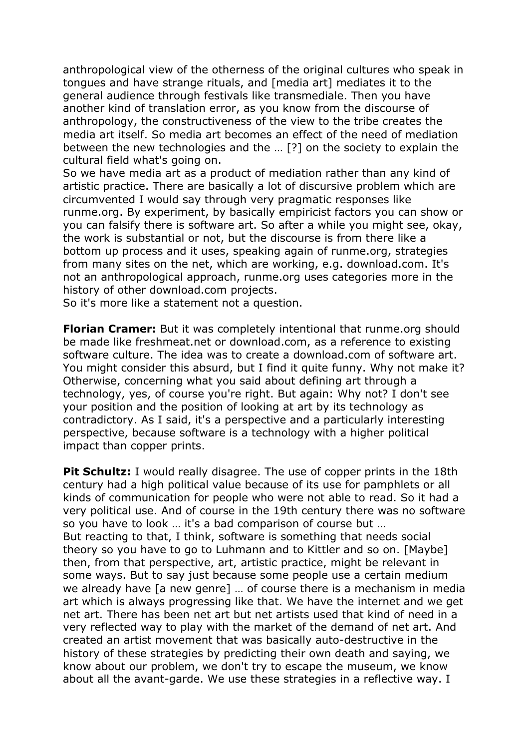anthropological view of the otherness of the original cultures who speak in tongues and have strange rituals, and [media art] mediates it to the general audience through festivals like transmediale. Then you have another kind of translation error, as you know from the discourse of anthropology, the constructiveness of the view to the tribe creates the media art itself. So media art becomes an effect of the need of mediation between the new technologies and the … [?] on the society to explain the cultural field what's going on.
So we have media art as a product of mediation rather than any kind of artistic practice. There are basically a lot of discursive problem which are circumvented I would say through very pragmatic responses like runme.org. By experiment, by basically empiricist factors you can show or you can falsify there is software art. So after a while you might see, okay, the work is substantial or not, but the discourse is from there like a bottom up process and it uses, speaking again of runme.org, strategies from many sites on the net, which are working, e.g. download.com. It's not an anthropological approach, runme.org uses categories more in the history of other download.com projects.
So it's more like a statement not a question.

**Florian Cramer:** But it was completely intentional that runme.org should be made like freshmeat.net or download.com, as a reference to existing software culture. The idea was to create a download.com of software art. You might consider this absurd, but I find it quite funny. Why not make it? Otherwise, concerning what you said about defining art through a technology, yes, of course you're right. But again: Why not? I don't see your position and the position of looking at art by its technology as contradictory. As I said, it's a perspective and a particularly interesting perspective, because software is a technology with a higher political impact than copper prints.

**Pit Schultz:** I would really disagree. The use of copper prints in the 18th century had a high political value because of its use for pamphlets or all kinds of communication for people who were not able to read. So it had a very political use. And of course in the 19th century there was no software so you have to look … it's a bad comparison of course but …
But reacting to that, I think, software is something that needs social theory so you have to go to Luhmann and to Kittler and so on. [Maybe] then, from that perspective, art, artistic practice, might be relevant in some ways. But to say just because some people use a certain medium we already have [a new genre] … of course there is a mechanism in media art which is always progressing like that. We have the internet and we get net art. There has been net art but net artists used that kind of need in a very reflected way to play with the market of the demand of net art. And created an artist movement that was basically auto-destructive in the history of these strategies by predicting their own death and saying, we know about our problem, we don't try to escape the museum, we know about all the avant-garde. We use these strategies in a reflective way. I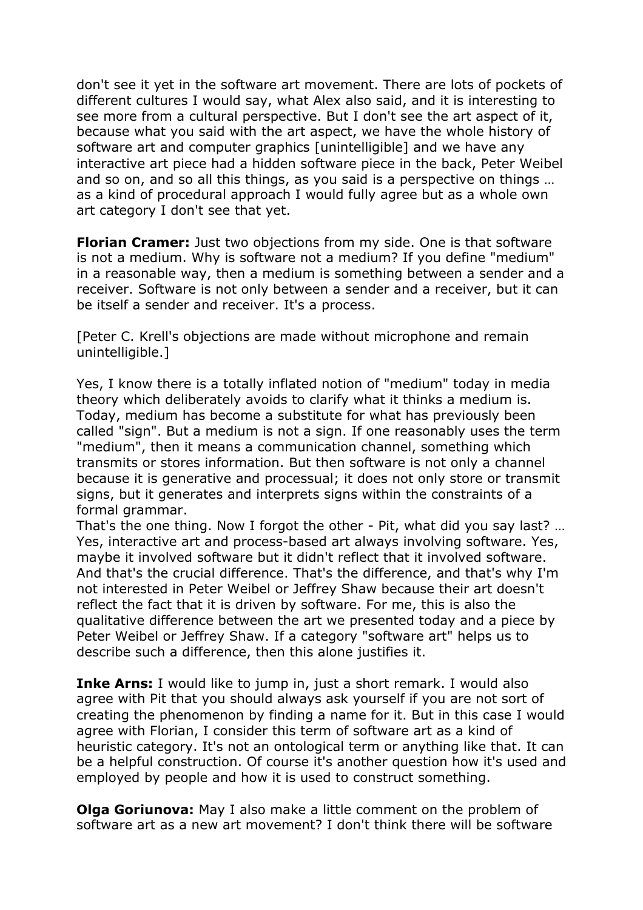don't see it yet in the software art movement. There are lots of pockets of different cultures I would say, what Alex also said, and it is interesting to see more from a cultural perspective. But I don't see the art aspect of it, because what you said with the art aspect, we have the whole history of software art and computer graphics [unintelligible] and we have any interactive art piece had a hidden software piece in the back, Peter Weibel and so on, and so all this things, as you said is a perspective on things … as a kind of procedural approach I would fully agree but as a whole own art category I don't see that yet.

**Florian Cramer:** Just two objections from my side. One is that software is not a medium. Why is software not a medium? If you define "medium" in a reasonable way, then a medium is something between a sender and a receiver. Software is not only between a sender and a receiver, but it can be itself a sender and receiver. It's a process.

[Peter C. Krell's objections are made without microphone and remain unintelligible.]

Yes, I know there is a totally inflated notion of "medium" today in media theory which deliberately avoids to clarify what it thinks a medium is. Today, medium has become a substitute for what has previously been called "sign". But a medium is not a sign. If one reasonably uses the term "medium", then it means a communication channel, something which transmits or stores information. But then software is not only a channel because it is generative and processual; it does not only store or transmit signs, but it generates and interprets signs within the constraints of a formal grammar.
That's the one thing. Now I forgot the other - Pit, what did you say last? … Yes, interactive art and process-based art always involving software. Yes, maybe it involved software but it didn't reflect that it involved software. And that's the crucial difference. That's the difference, and that's why I'm not interested in Peter Weibel or Jeffrey Shaw because their art doesn't reflect the fact that it is driven by software. For me, this is also the qualitative difference between the art we presented today and a piece by Peter Weibel or Jeffrey Shaw. If a category "software art" helps us to describe such a difference, then this alone justifies it.

**Inke Arns:** I would like to jump in, just a short remark. I would also agree with Pit that you should always ask yourself if you are not sort of creating the phenomenon by finding a name for it. But in this case I would agree with Florian, I consider this term of software art as a kind of heuristic category. It's not an ontological term or anything like that. It can be a helpful construction. Of course it's another question how it's used and employed by people and how it is used to construct something.

**Olga Goriunova:** May I also make a little comment on the problem of software art as a new art movement? I don't think there will be software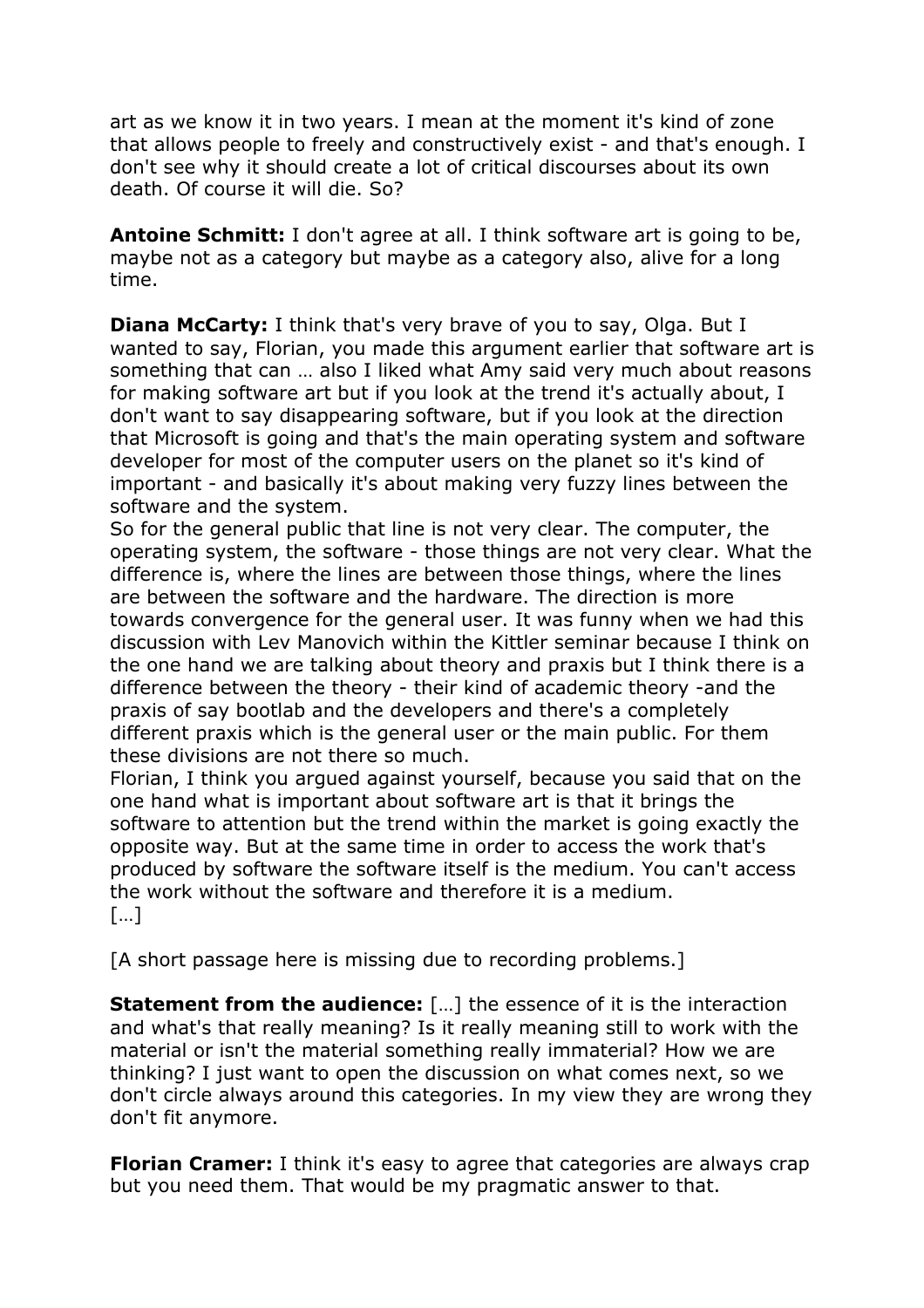art as we know it in two years. I mean at the moment it's kind of zone that allows people to freely and constructively exist - and that's enough. I don't see why it should create a lot of critical discourses about its own death. Of course it will die. So?

**Antoine Schmitt:** I don't agree at all. I think software art is going to be, maybe not as a category but maybe as a category also, alive for a long time.

**Diana McCarty:** I think that's very brave of you to say, Olga. But I wanted to say, Florian, you made this argument earlier that software art is something that can … also I liked what Amy said very much about reasons for making software art but if you look at the trend it's actually about, I don't want to say disappearing software, but if you look at the direction that Microsoft is going and that's the main operating system and software developer for most of the computer users on the planet so it's kind of important - and basically it's about making very fuzzy lines between the software and the system.
So for the general public that line is not very clear. The computer, the operating system, the software - those things are not very clear. What the difference is, where the lines are between those things, where the lines are between the software and the hardware. The direction is more towards convergence for the general user. It was funny when we had this discussion with Lev Manovich within the Kittler seminar because I think on the one hand we are talking about theory and praxis but I think there is a difference between the theory - their kind of academic theory -and the praxis of say bootlab and the developers and there's a completely different praxis which is the general user or the main public. For them these divisions are not there so much.
Florian, I think you argued against yourself, because you said that on the one hand what is important about software art is that it brings the software to attention but the trend within the market is going exactly the opposite way. But at the same time in order to access the work that's produced by software the software itself is the medium. You can't access the work without the software and therefore it is a medium.
[…]

[A short passage here is missing due to recording problems.]

**Statement from the audience:** […] the essence of it is the interaction and what's that really meaning? Is it really meaning still to work with the material or isn't the material something really immaterial? How we are thinking? I just want to open the discussion on what comes next, so we don't circle always around this categories. In my view they are wrong they don't fit anymore.

**Florian Cramer:** I think it's easy to agree that categories are always crap but you need them. That would be my pragmatic answer to that.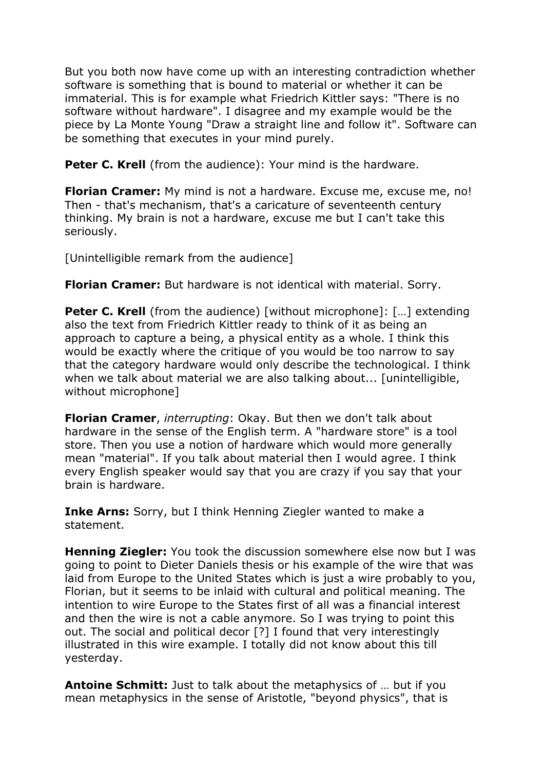But you both now have come up with an interesting contradiction whether software is something that is bound to material or whether it can be immaterial. This is for example what Friedrich Kittler says: "There is no software without hardware". I disagree and my example would be the piece by La Monte Young "Draw a straight line and follow it". Software can be something that executes in your mind purely.

**Peter C. Krell** (from the audience): Your mind is the hardware.

**Florian Cramer:** My mind is not a hardware. Excuse me, excuse me, no! Then - that's mechanism, that's a caricature of seventeenth century thinking. My brain is not a hardware, excuse me but I can't take this seriously.

[Unintelligible remark from the audience]

**Florian Cramer:** But hardware is not identical with material. Sorry.

**Peter C. Krell** (from the audience) [without microphone]: […] extending also the text from Friedrich Kittler ready to think of it as being an approach to capture a being, a physical entity as a whole. I think this would be exactly where the critique of you would be too narrow to say that the category hardware would only describe the technological. I think when we talk about material we are also talking about... [unintelligible, without microphone]

**Florian Cramer**, *interrupting*: Okay. But then we don't talk about hardware in the sense of the English term. A "hardware store" is a tool store. Then you use a notion of hardware which would more generally mean "material". If you talk about material then I would agree. I think every English speaker would say that you are crazy if you say that your brain is hardware.

**Inke Arns:** Sorry, but I think Henning Ziegler wanted to make a statement.

**Henning Ziegler:** You took the discussion somewhere else now but I was going to point to Dieter Daniels thesis or his example of the wire that was laid from Europe to the United States which is just a wire probably to you, Florian, but it seems to be inlaid with cultural and political meaning. The intention to wire Europe to the States first of all was a financial interest and then the wire is not a cable anymore. So I was trying to point this out. The social and political decor [?] I found that very interestingly illustrated in this wire example. I totally did not know about this till yesterday.

**Antoine Schmitt:** Just to talk about the metaphysics of … but if you mean metaphysics in the sense of Aristotle, "beyond physics", that is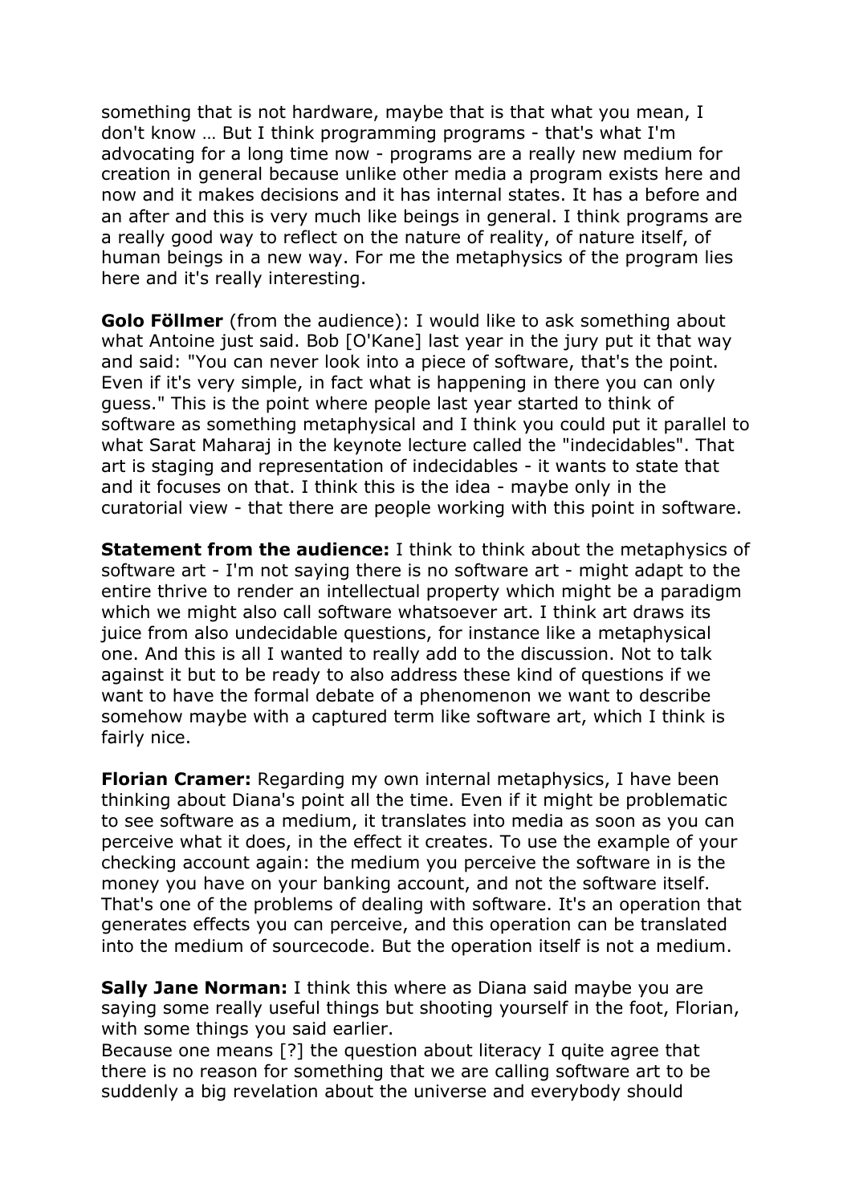something that is not hardware, maybe that is that what you mean, I don't know … But I think programming programs - that's what I'm advocating for a long time now - programs are a really new medium for creation in general because unlike other media a program exists here and now and it makes decisions and it has internal states. It has a before and an after and this is very much like beings in general. I think programs are a really good way to reflect on the nature of reality, of nature itself, of human beings in a new way. For me the metaphysics of the program lies here and it's really interesting.

**Golo Föllmer** (from the audience): I would like to ask something about what Antoine just said. Bob [O'Kane] last year in the jury put it that way and said: "You can never look into a piece of software, that's the point. Even if it's very simple, in fact what is happening in there you can only guess." This is the point where people last year started to think of software as something metaphysical and I think you could put it parallel to what Sarat Maharaj in the keynote lecture called the "indecidables". That art is staging and representation of indecidables - it wants to state that and it focuses on that. I think this is the idea - maybe only in the curatorial view - that there are people working with this point in software.

**Statement from the audience:** I think to think about the metaphysics of software art - I'm not saying there is no software art - might adapt to the entire thrive to render an intellectual property which might be a paradigm which we might also call software whatsoever art. I think art draws its juice from also undecidable questions, for instance like a metaphysical one. And this is all I wanted to really add to the discussion. Not to talk against it but to be ready to also address these kind of questions if we want to have the formal debate of a phenomenon we want to describe somehow maybe with a captured term like software art, which I think is fairly nice.

**Florian Cramer:** Regarding my own internal metaphysics, I have been thinking about Diana's point all the time. Even if it might be problematic to see software as a medium, it translates into media as soon as you can perceive what it does, in the effect it creates. To use the example of your checking account again: the medium you perceive the software in is the money you have on your banking account, and not the software itself. That's one of the problems of dealing with software. It's an operation that generates effects you can perceive, and this operation can be translated into the medium of sourcecode. But the operation itself is not a medium.

**Sally Jane Norman:** I think this where as Diana said maybe you are saying some really useful things but shooting yourself in the foot, Florian, with some things you said earlier.
Because one means [?] the question about literacy I quite agree that there is no reason for something that we are calling software art to be suddenly a big revelation about the universe and everybody should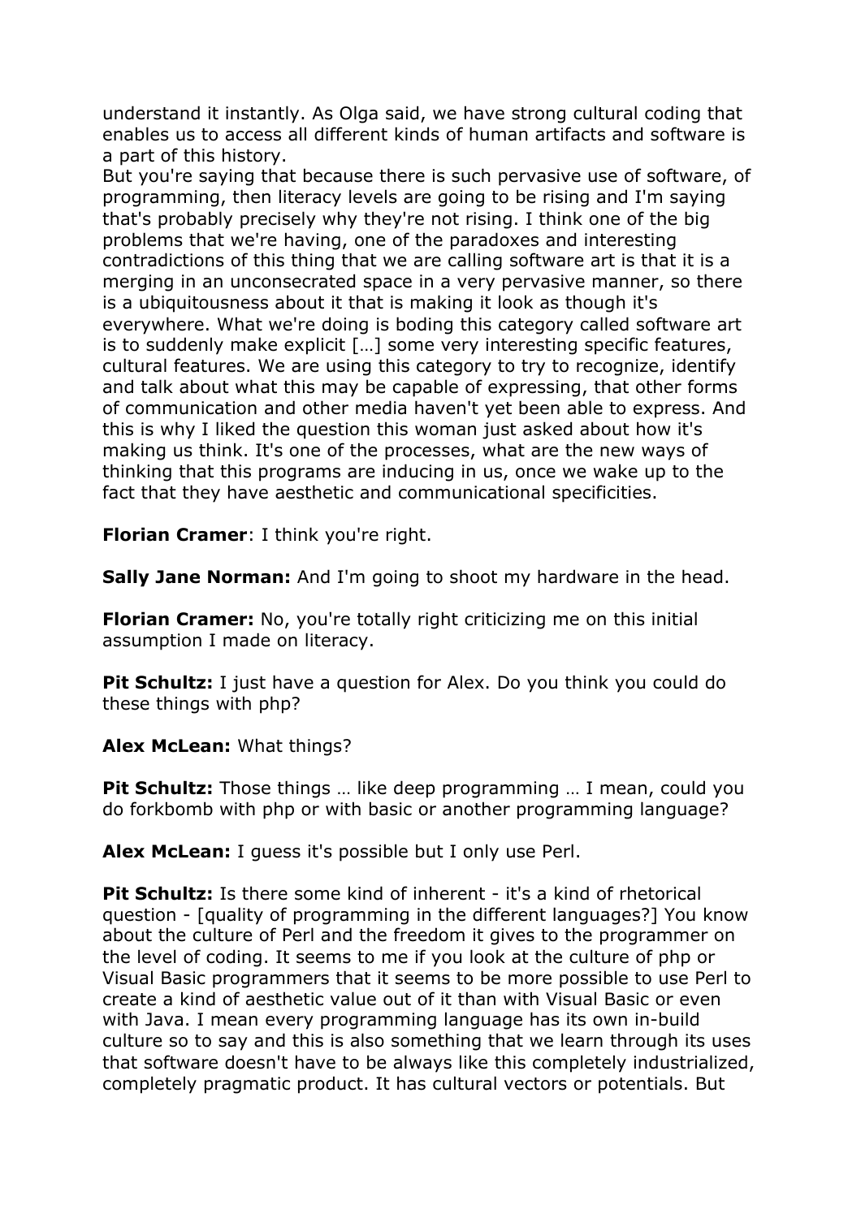understand it instantly. As Olga said, we have strong cultural coding that enables us to access all different kinds of human artifacts and software is a part of this history.
But you're saying that because there is such pervasive use of software, of programming, then literacy levels are going to be rising and I'm saying that's probably precisely why they're not rising. I think one of the big problems that we're having, one of the paradoxes and interesting contradictions of this thing that we are calling software art is that it is a merging in an unconsecrated space in a very pervasive manner, so there is a ubiquitousness about it that is making it look as though it's everywhere. What we're doing is boding this category called software art is to suddenly make explicit […] some very interesting specific features, cultural features. We are using this category to try to recognize, identify and talk about what this may be capable of expressing, that other forms of communication and other media haven't yet been able to express. And this is why I liked the question this woman just asked about how it's making us think. It's one of the processes, what are the new ways of thinking that this programs are inducing in us, once we wake up to the fact that they have aesthetic and communicational specificities.

**Florian Cramer**: I think you're right.

**Sally Jane Norman:** And I'm going to shoot my hardware in the head.

**Florian Cramer:** No, you're totally right criticizing me on this initial assumption I made on literacy.

**Pit Schultz:** I just have a question for Alex. Do you think you could do these things with php?

**Alex McLean:** What things?

**Pit Schultz:** Those things … like deep programming … I mean, could you do forkbomb with php or with basic or another programming language?

**Alex McLean:** I guess it's possible but I only use Perl.

**Pit Schultz:** Is there some kind of inherent - it's a kind of rhetorical question - [quality of programming in the different languages?] You know about the culture of Perl and the freedom it gives to the programmer on the level of coding. It seems to me if you look at the culture of php or Visual Basic programmers that it seems to be more possible to use Perl to create a kind of aesthetic value out of it than with Visual Basic or even with Java. I mean every programming language has its own in-build culture so to say and this is also something that we learn through its uses that software doesn't have to be always like this completely industrialized, completely pragmatic product. It has cultural vectors or potentials. But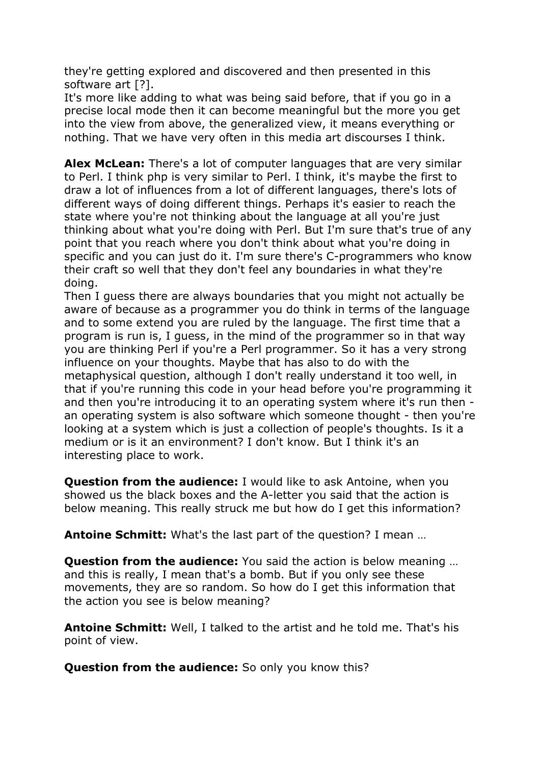they're getting explored and discovered and then presented in this software art [?].
It's more like adding to what was being said before, that if you go in a precise local mode then it can become meaningful but the more you get into the view from above, the generalized view, it means everything or nothing. That we have very often in this media art discourses I think.

**Alex McLean:** There's a lot of computer languages that are very similar to Perl. I think php is very similar to Perl. I think, it's maybe the first to draw a lot of influences from a lot of different languages, there's lots of different ways of doing different things. Perhaps it's easier to reach the state where you're not thinking about the language at all you're just thinking about what you're doing with Perl. But I'm sure that's true of any point that you reach where you don't think about what you're doing in specific and you can just do it. I'm sure there's C-programmers who know their craft so well that they don't feel any boundaries in what they're doing.
Then I guess there are always boundaries that you might not actually be aware of because as a programmer you do think in terms of the language and to some extend you are ruled by the language. The first time that a program is run is, I guess, in the mind of the programmer so in that way you are thinking Perl if you're a Perl programmer. So it has a very strong influence on your thoughts. Maybe that has also to do with the metaphysical question, although I don't really understand it too well, in that if you're running this code in your head before you're programming it and then you're introducing it to an operating system where it's run then - an operating system is also software which someone thought - then you're looking at a system which is just a collection of people's thoughts. Is it a medium or is it an environment? I don't know. But I think it's an interesting place to work.

**Question from the audience:** I would like to ask Antoine, when you showed us the black boxes and the A-letter you said that the action is below meaning. This really struck me but how do I get this information?

**Antoine Schmitt:** What's the last part of the question? I mean …

**Question from the audience:** You said the action is below meaning … and this is really, I mean that's a bomb. But if you only see these movements, they are so random. So how do I get this information that the action you see is below meaning?

**Antoine Schmitt:** Well, I talked to the artist and he told me. That's his point of view.

**Question from the audience:** So only you know this?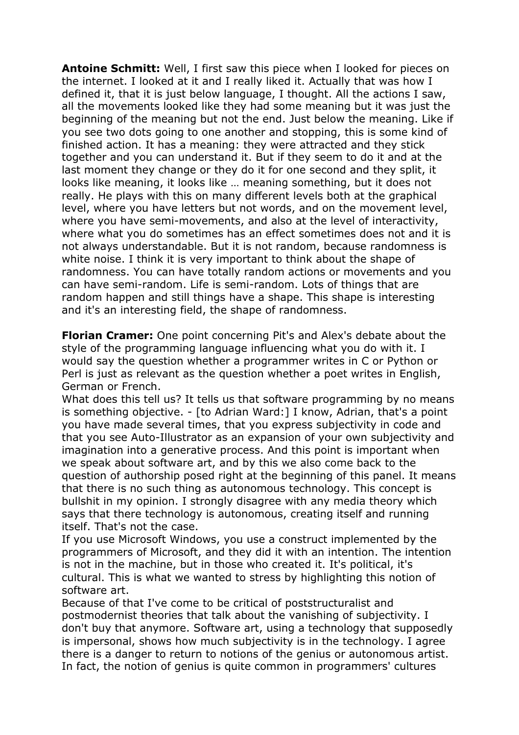**Antoine Schmitt:** Well, I first saw this piece when I looked for pieces on the internet. I looked at it and I really liked it. Actually that was how I defined it, that it is just below language, I thought. All the actions I saw, all the movements looked like they had some meaning but it was just the beginning of the meaning but not the end. Just below the meaning. Like if you see two dots going to one another and stopping, this is some kind of finished action. It has a meaning: they were attracted and they stick together and you can understand it. But if they seem to do it and at the last moment they change or they do it for one second and they split, it looks like meaning, it looks like … meaning something, but it does not really. He plays with this on many different levels both at the graphical level, where you have letters but not words, and on the movement level, where you have semi-movements, and also at the level of interactivity, where what you do sometimes has an effect sometimes does not and it is not always understandable. But it is not random, because randomness is white noise. I think it is very important to think about the shape of randomness. You can have totally random actions or movements and you can have semi-random. Life is semi-random. Lots of things that are random happen and still things have a shape. This shape is interesting and it's an interesting field, the shape of randomness.

**Florian Cramer:** One point concerning Pit's and Alex's debate about the style of the programming language influencing what you do with it. I would say the question whether a programmer writes in C or Python or Perl is just as relevant as the question whether a poet writes in English, German or French.
What does this tell us? It tells us that software programming by no means is something objective. - [to Adrian Ward:] I know, Adrian, that's a point you have made several times, that you express subjectivity in code and that you see Auto-Illustrator as an expansion of your own subjectivity and imagination into a generative process. And this point is important when we speak about software art, and by this we also come back to the question of authorship posed right at the beginning of this panel. It means that there is no such thing as autonomous technology. This concept is bullshit in my opinion. I strongly disagree with any media theory which says that there technology is autonomous, creating itself and running itself. That's not the case.
If you use Microsoft Windows, you use a construct implemented by the programmers of Microsoft, and they did it with an intention. The intention is not in the machine, but in those who created it. It's political, it's cultural. This is what we wanted to stress by highlighting this notion of software art.
Because of that I've come to be critical of poststructuralist and postmodernist theories that talk about the vanishing of subjectivity. I don't buy that anymore. Software art, using a technology that supposedly is impersonal, shows how much subjectivity is in the technology. I agree there is a danger to return to notions of the genius or autonomous artist. In fact, the notion of genius is quite common in programmers' cultures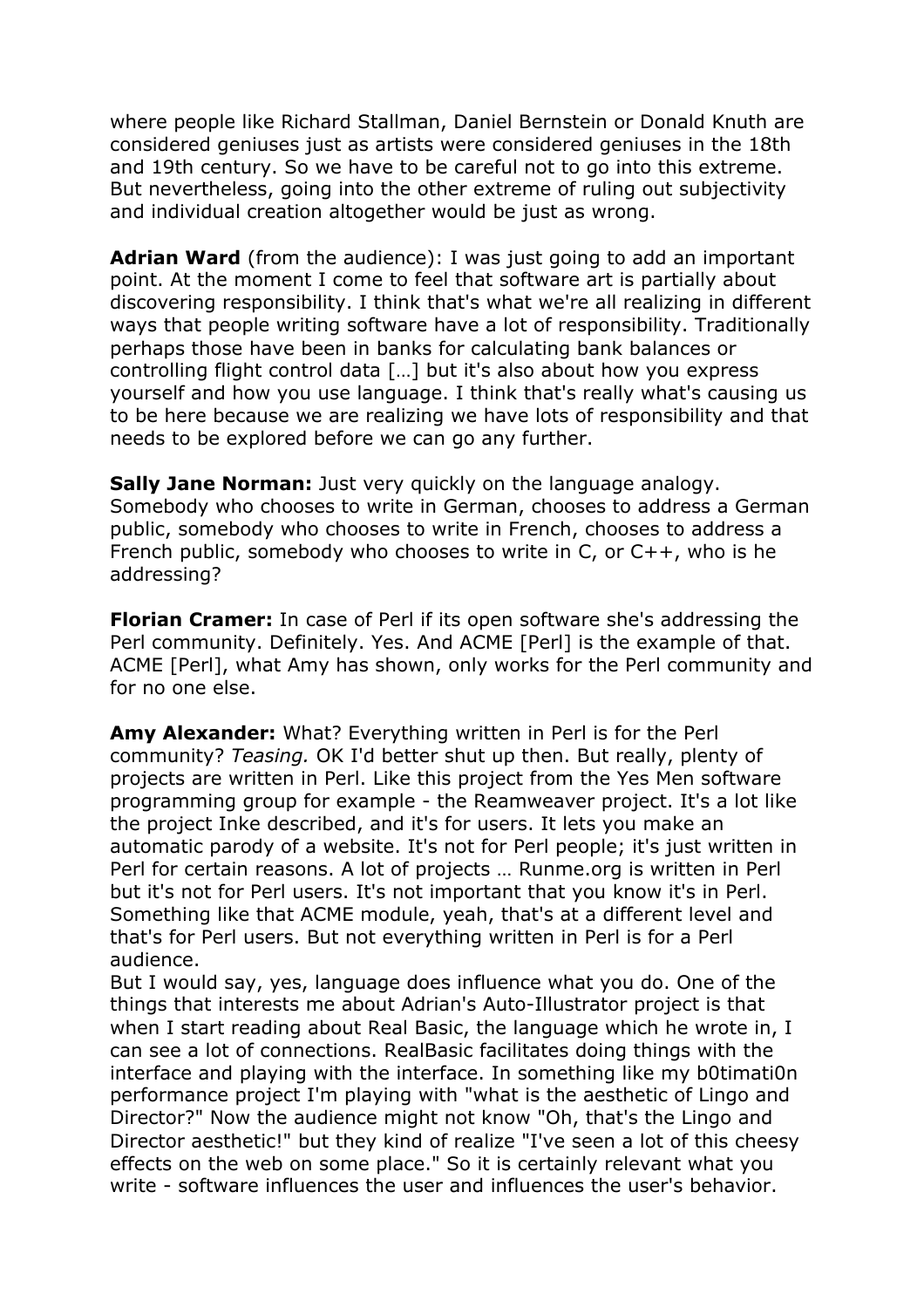where people like Richard Stallman, Daniel Bernstein or Donald Knuth are considered geniuses just as artists were considered geniuses in the 18th and 19th century. So we have to be careful not to go into this extreme. But nevertheless, going into the other extreme of ruling out subjectivity and individual creation altogether would be just as wrong.

**Adrian Ward** (from the audience): I was just going to add an important point. At the moment I come to feel that software art is partially about discovering responsibility. I think that's what we're all realizing in different ways that people writing software have a lot of responsibility. Traditionally perhaps those have been in banks for calculating bank balances or controlling flight control data […] but it's also about how you express yourself and how you use language. I think that's really what's causing us to be here because we are realizing we have lots of responsibility and that needs to be explored before we can go any further.

**Sally Jane Norman:** Just very quickly on the language analogy. Somebody who chooses to write in German, chooses to address a German public, somebody who chooses to write in French, chooses to address a French public, somebody who chooses to write in C, or C++, who is he addressing?

**Florian Cramer:** In case of Perl if its open software she's addressing the Perl community. Definitely. Yes. And ACME [Perl] is the example of that. ACME [Perl], what Amy has shown, only works for the Perl community and for no one else.

**Amy Alexander:** What? Everything written in Perl is for the Perl community? *Teasing.* OK I'd better shut up then. But really, plenty of projects are written in Perl. Like this project from the Yes Men software programming group for example - the Reamweaver project. It's a lot like the project Inke described, and it's for users. It lets you make an automatic parody of a website. It's not for Perl people; it's just written in Perl for certain reasons. A lot of projects … Runme.org is written in Perl but it's not for Perl users. It's not important that you know it's in Perl. Something like that ACME module, yeah, that's at a different level and that's for Perl users. But not everything written in Perl is for a Perl audience.
But I would say, yes, language does influence what you do. One of the things that interests me about Adrian's Auto-Illustrator project is that when I start reading about Real Basic, the language which he wrote in, I can see a lot of connections. RealBasic facilitates doing things with the interface and playing with the interface. In something like my b0timati0n performance project I'm playing with "what is the aesthetic of Lingo and Director?" Now the audience might not know "Oh, that's the Lingo and Director aesthetic!" but they kind of realize "I've seen a lot of this cheesy effects on the web on some place." So it is certainly relevant what you write - software influences the user and influences the user's behavior.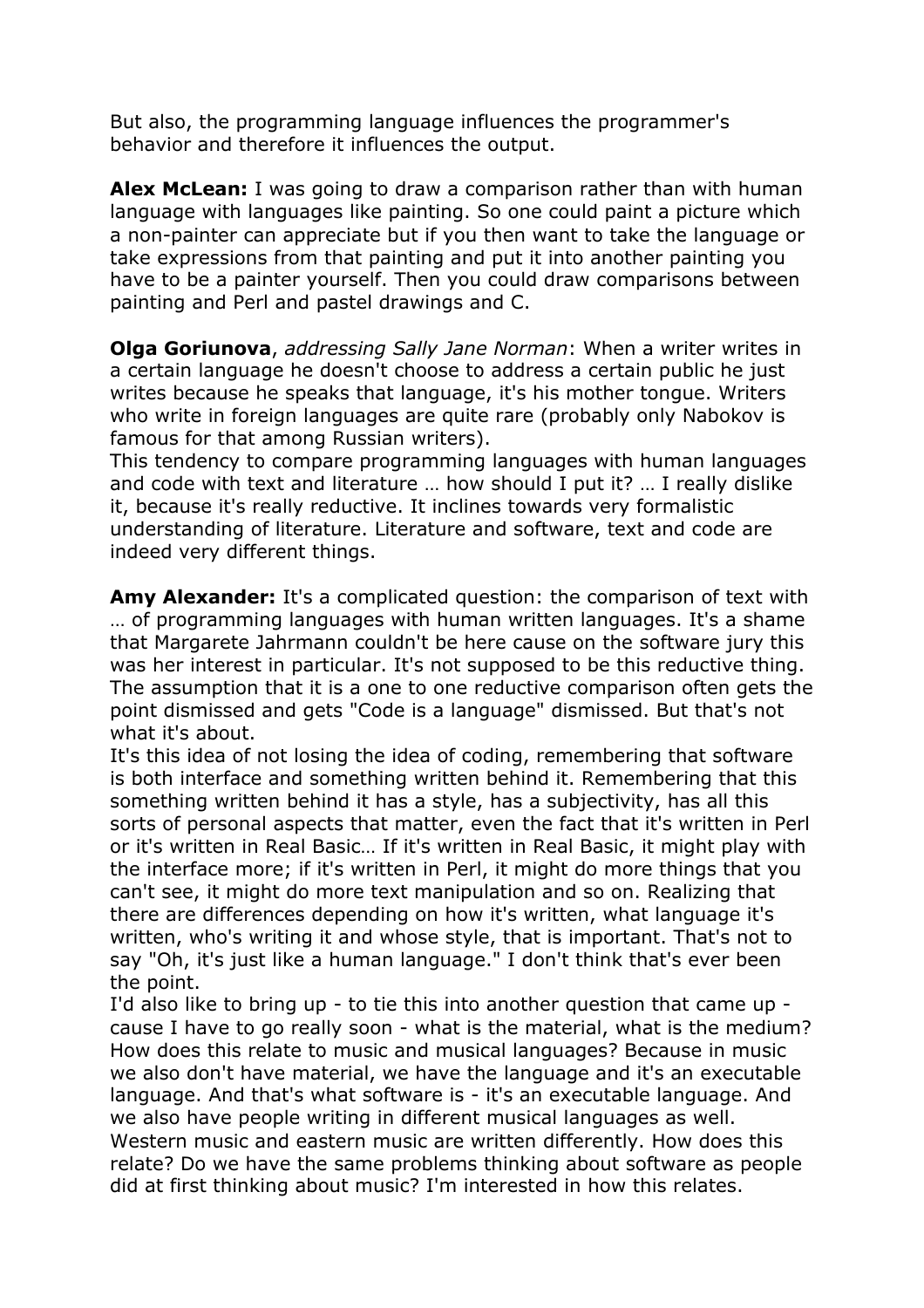But also, the programming language influences the programmer's behavior and therefore it influences the output.

**Alex McLean:** I was going to draw a comparison rather than with human language with languages like painting. So one could paint a picture which a non-painter can appreciate but if you then want to take the language or take expressions from that painting and put it into another painting you have to be a painter yourself. Then you could draw comparisons between painting and Perl and pastel drawings and C.

**Olga Goriunova**, *addressing Sally Jane Norman*: When a writer writes in a certain language he doesn't choose to address a certain public he just writes because he speaks that language, it's his mother tongue. Writers who write in foreign languages are quite rare (probably only Nabokov is famous for that among Russian writers).
This tendency to compare programming languages with human languages and code with text and literature … how should I put it? … I really dislike it, because it's really reductive. It inclines towards very formalistic understanding of literature. Literature and software, text and code are indeed very different things.

**Amy Alexander:** It's a complicated question: the comparison of text with … of programming languages with human written languages. It's a shame that Margarete Jahrmann couldn't be here cause on the software jury this was her interest in particular. It's not supposed to be this reductive thing. The assumption that it is a one to one reductive comparison often gets the point dismissed and gets "Code is a language" dismissed. But that's not what it's about.
It's this idea of not losing the idea of coding, remembering that software is both interface and something written behind it. Remembering that this something written behind it has a style, has a subjectivity, has all this sorts of personal aspects that matter, even the fact that it's written in Perl or it's written in Real Basic… If it's written in Real Basic, it might play with the interface more; if it's written in Perl, it might do more things that you can't see, it might do more text manipulation and so on. Realizing that there are differences depending on how it's written, what language it's written, who's writing it and whose style, that is important. That's not to say "Oh, it's just like a human language." I don't think that's ever been the point.
I'd also like to bring up - to tie this into another question that came up - cause I have to go really soon - what is the material, what is the medium? How does this relate to music and musical languages? Because in music we also don't have material, we have the language and it's an executable language. And that's what software is - it's an executable language. And we also have people writing in different musical languages as well. Western music and eastern music are written differently. How does this relate? Do we have the same problems thinking about software as people did at first thinking about music? I'm interested in how this relates.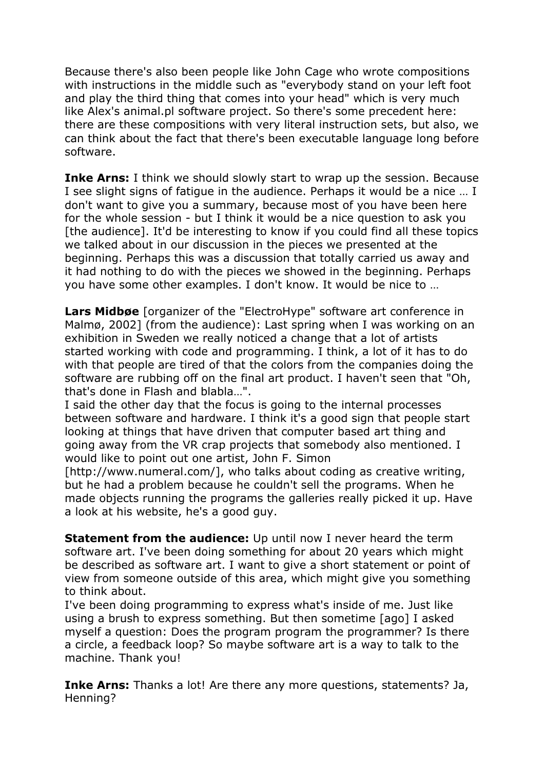Because there's also been people like John Cage who wrote compositions with instructions in the middle such as "everybody stand on your left foot and play the third thing that comes into your head" which is very much like Alex's animal.pl software project. So there's some precedent here: there are these compositions with very literal instruction sets, but also, we can think about the fact that there's been executable language long before software.

**Inke Arns:** I think we should slowly start to wrap up the session. Because I see slight signs of fatigue in the audience. Perhaps it would be a nice … I don't want to give you a summary, because most of you have been here for the whole session - but I think it would be a nice question to ask you [the audience]. It'd be interesting to know if you could find all these topics we talked about in our discussion in the pieces we presented at the beginning. Perhaps this was a discussion that totally carried us away and it had nothing to do with the pieces we showed in the beginning. Perhaps you have some other examples. I don't know. It would be nice to …

**Lars Midbøe** [organizer of the "ElectroHype" software art conference in Malmø, 2002] (from the audience): Last spring when I was working on an exhibition in Sweden we really noticed a change that a lot of artists started working with code and programming. I think, a lot of it has to do with that people are tired of that the colors from the companies doing the software are rubbing off on the final art product. I haven't seen that "Oh, that's done in Flash and blabla…".
I said the other day that the focus is going to the internal processes between software and hardware. I think it's a good sign that people start looking at things that have driven that computer based art thing and going away from the VR crap projects that somebody also mentioned. I would like to point out one artist, John F. Simon [http://www.numeral.com/], who talks about coding as creative writing, but he had a problem because he couldn't sell the programs. When he made objects running the programs the galleries really picked it up. Have a look at his website, he's a good guy.

**Statement from the audience:** Up until now I never heard the term software art. I've been doing something for about 20 years which might be described as software art. I want to give a short statement or point of view from someone outside of this area, which might give you something to think about.
I've been doing programming to express what's inside of me. Just like using a brush to express something. But then sometime [ago] I asked myself a question: Does the program program the programmer? Is there a circle, a feedback loop? So maybe software art is a way to talk to the machine. Thank you!

**Inke Arns:** Thanks a lot! Are there any more questions, statements? Ja, Henning?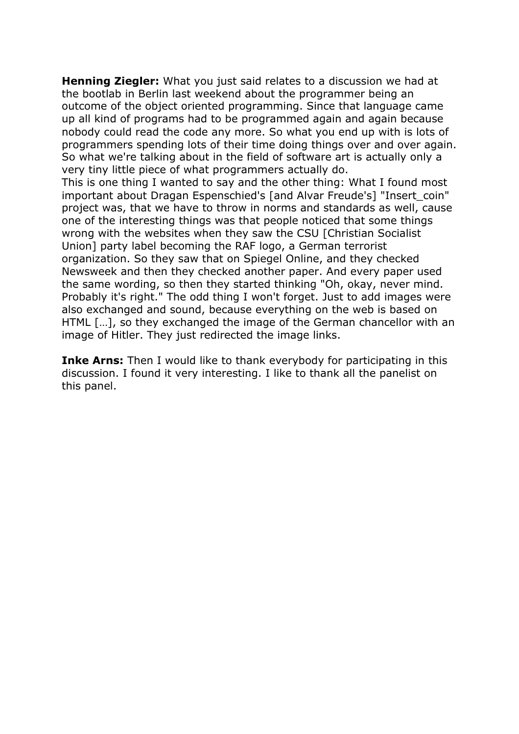**Henning Ziegler:** What you just said relates to a discussion we had at the bootlab in Berlin last weekend about the programmer being an outcome of the object oriented programming. Since that language came up all kind of programs had to be programmed again and again because nobody could read the code any more. So what you end up with is lots of programmers spending lots of their time doing things over and over again. So what we're talking about in the field of software art is actually only a very tiny little piece of what programmers actually do.
This is one thing I wanted to say and the other thing: What I found most important about Dragan Espenschied's [and Alvar Freude's] "Insert_coin" project was, that we have to throw in norms and standards as well, cause one of the interesting things was that people noticed that some things wrong with the websites when they saw the CSU [Christian Socialist Union] party label becoming the RAF logo, a German terrorist organization. So they saw that on Spiegel Online, and they checked Newsweek and then they checked another paper. And every paper used the same wording, so then they started thinking "Oh, okay, never mind. Probably it's right." The odd thing I won't forget. Just to add images were also exchanged and sound, because everything on the web is based on HTML […], so they exchanged the image of the German chancellor with an image of Hitler. They just redirected the image links.

**Inke Arns:** Then I would like to thank everybody for participating in this discussion. I found it very interesting. I like to thank all the panelist on this panel.